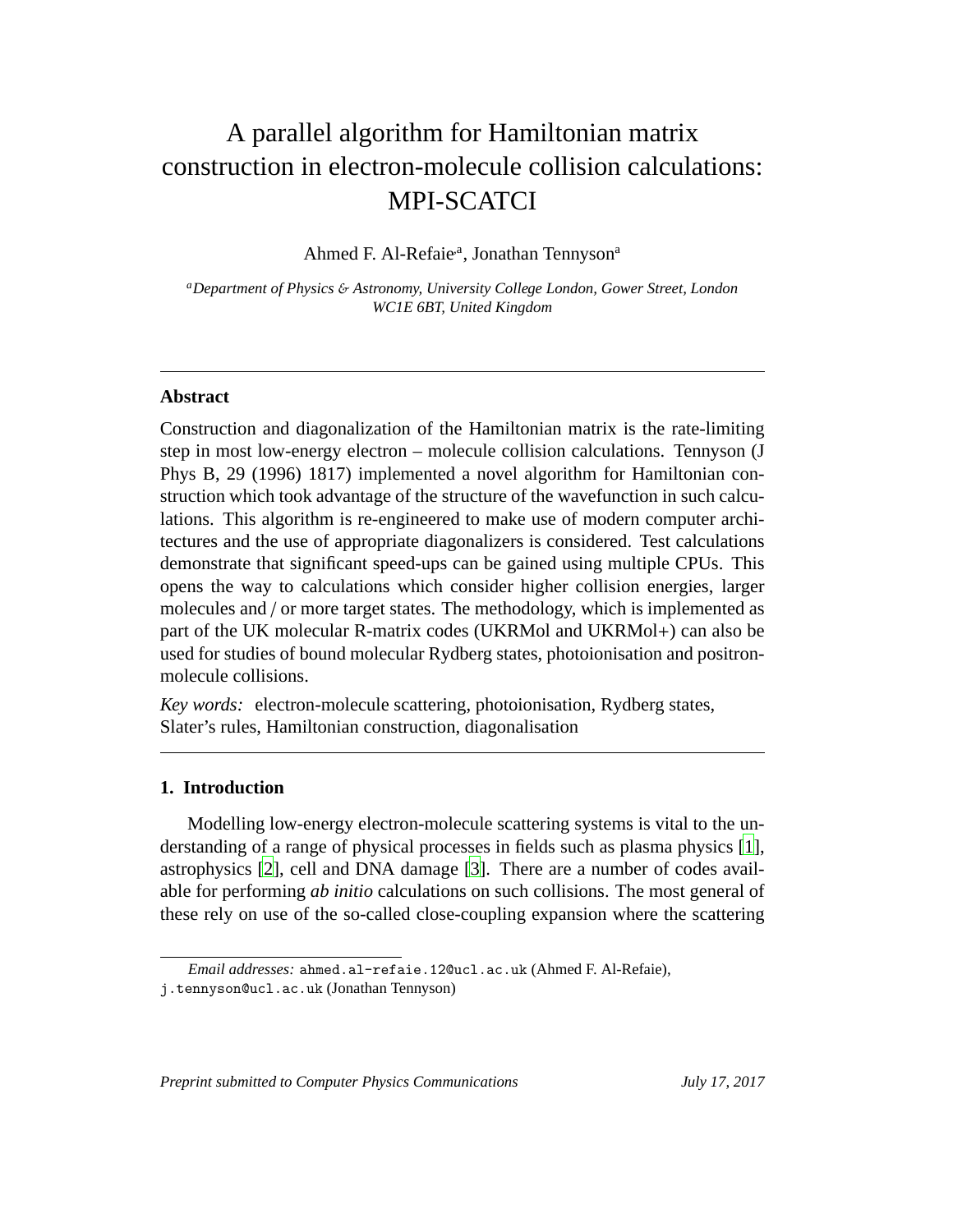# A parallel algorithm for Hamiltonian matrix construction in electron-molecule collision calculations: MPI-SCATCI

Ahmed F. Al-Refaie[a], Jonathan Tennyson[a]

[a]*Department of Physics & Astronomy, University College London, Gower Street, London WC1E 6BT, United Kingdom*

---

## Abstract

Construction and diagonalization of the Hamiltonian matrix is the rate-limiting step in most low-energy electron – molecule collision calculations. Tennyson (J Phys B, 29 (1996) 1817) implemented a novel algorithm for Hamiltonian construction which took advantage of the structure of the wavefunction in such calculations. This algorithm is re-engineered to make use of modern computer architectures and the use of appropriate diagonalizers is considered. Test calculations demonstrate that significant speed-ups can be gained using multiple CPUs. This opens the way to calculations which consider higher collision energies, larger molecules and / or more target states. The methodology, which is implemented as part of the UK molecular R-matrix codes (UKRMol and UKRMol+) can also be used for studies of bound molecular Rydberg states, photoionisation and positron-molecule collisions.

*Key words:* electron-molecule scattering, photoionisation, Rydberg states, Slater's rules, Hamiltonian construction, diagonalisation

---

## 1. Introduction

Modelling low-energy electron-molecule scattering systems is vital to the understanding of a range of physical processes in fields such as plasma physics [1], astrophysics [2], cell and DNA damage [3]. There are a number of codes available for performing *ab initio* calculations on such collisions. The most general of these rely on use of the so-called close-coupling expansion where the scattering

---

*Email addresses:* ahmed.al-refaie.12@ucl.ac.uk (Ahmed F. Al-Refaie), j.tennyson@ucl.ac.uk (Jonathan Tennyson)

*Preprint submitted to Computer Physics Communications* *July 17, 2017*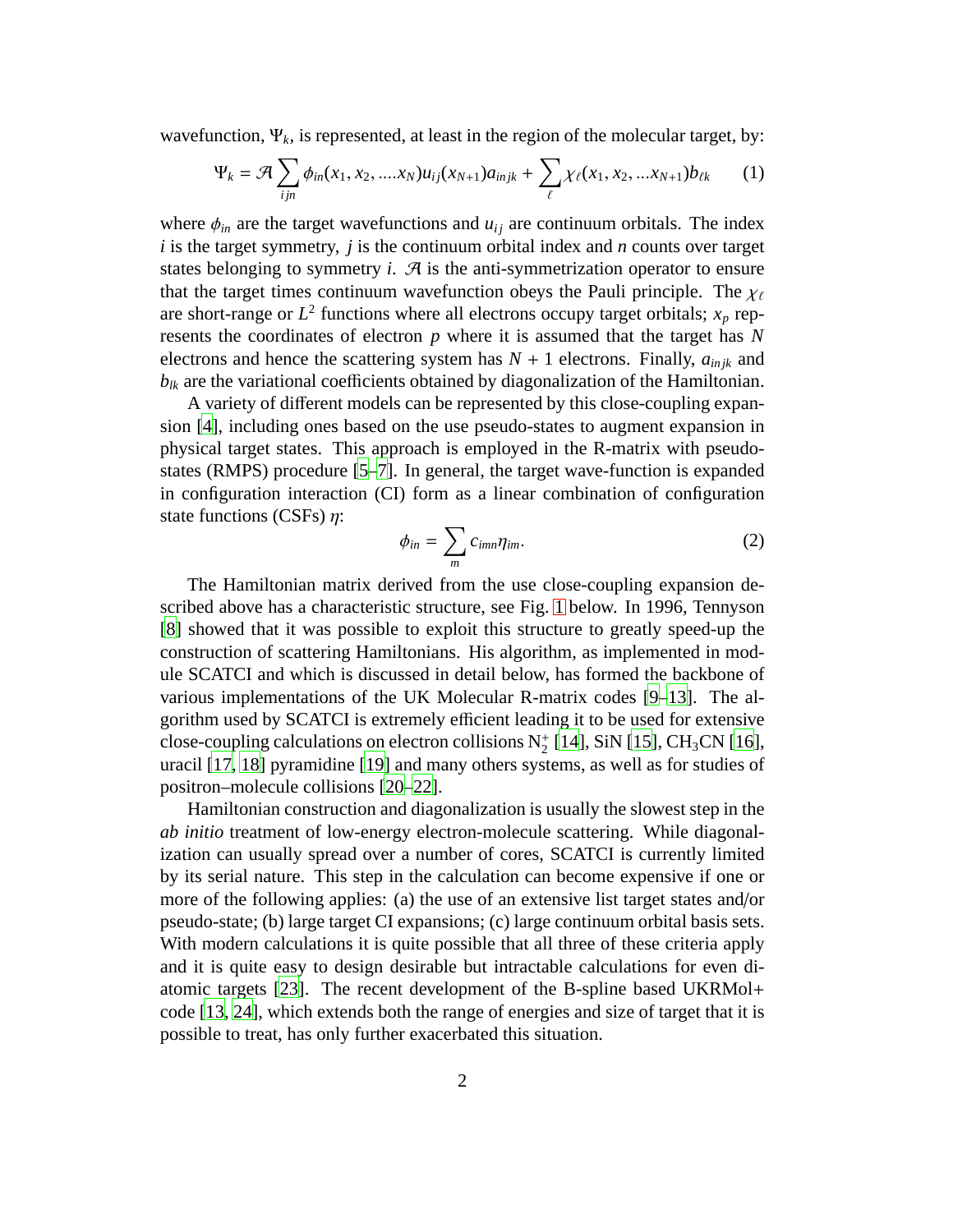wavefunction, $\Psi_k$, is represented, at least in the region of the molecular target, by:

$$\Psi_k = \mathcal{A} \sum_{ijn} \phi_{in}(x_1, x_2, ....x_N) u_{ij}(x_{N+1}) a_{injk} + \sum_{\ell} \chi_{\ell}(x_1, x_2, ...x_{N+1}) b_{\ell k} \qquad (1)$$

where $\phi_{in}$ are the target wavefunctions and $u_{ij}$ are continuum orbitals. The index $i$ is the target symmetry, $j$ is the continuum orbital index and $n$ counts over target states belonging to symmetry $i$. $\mathcal{A}$ is the anti-symmetrization operator to ensure that the target times continuum wavefunction obeys the Pauli principle. The $\chi_\ell$ are short-range or $L^2$ functions where all electrons occupy target orbitals; $x_p$ represents the coordinates of electron $p$ where it is assumed that the target has $N$ electrons and hence the scattering system has $N + 1$ electrons. Finally, $a_{injk}$ and $b_{lk}$ are the variational coefficients obtained by diagonalization of the Hamiltonian.

A variety of different models can be represented by this close-coupling expansion [4], including ones based on the use pseudo-states to augment expansion in physical target states. This approach is employed in the R-matrix with pseudo-states (RMPS) procedure [5–7]. In general, the target wave-function is expanded in configuration interaction (CI) form as a linear combination of configuration state functions (CSFs) $\eta$:

$$\phi_{in} = \sum_{m} c_{imn} \eta_{im}. \qquad (2)$$

The Hamiltonian matrix derived from the use close-coupling expansion described above has a characteristic structure, see Fig. 1 below. In 1996, Tennyson [8] showed that it was possible to exploit this structure to greatly speed-up the construction of scattering Hamiltonians. His algorithm, as implemented in module SCATCI and which is discussed in detail below, has formed the backbone of various implementations of the UK Molecular R-matrix codes [9–13]. The algorithm used by SCATCI is extremely efficient leading it to be used for extensive close-coupling calculations on electron collisions $N_2^+$ [14], SiN [15], $CH_3CN$ [16], uracil [17, 18] pyramidine [19] and many others systems, as well as for studies of positron–molecule collisions [20–22].

Hamiltonian construction and diagonalization is usually the slowest step in the *ab initio* treatment of low-energy electron-molecule scattering. While diagonalization can usually spread over a number of cores, SCATCI is currently limited by its serial nature. This step in the calculation can become expensive if one or more of the following applies: (a) the use of an extensive list target states and/or pseudo-state; (b) large target CI expansions; (c) large continuum orbital basis sets. With modern calculations it is quite possible that all three of these criteria apply and it is quite easy to design desirable but intractable calculations for even diatomic targets [23]. The recent development of the B-spline based UKRMol+ code [13, 24], which extends both the range of energies and size of target that it is possible to treat, has only further exacerbated this situation.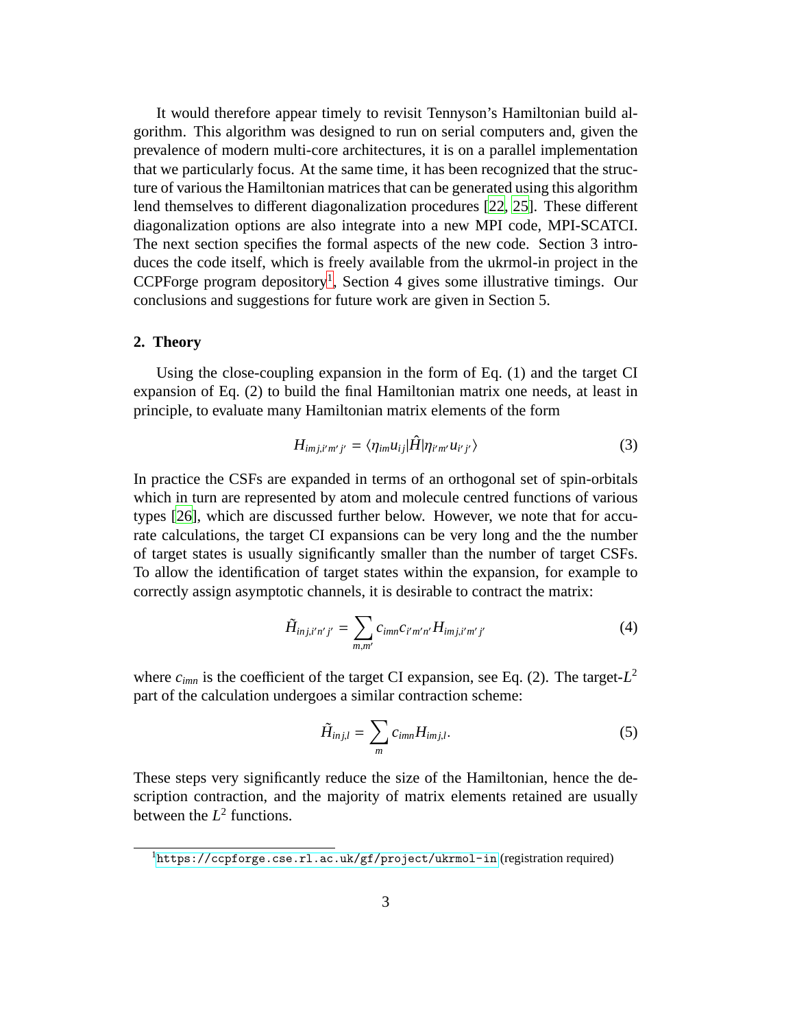It would therefore appear timely to revisit Tennyson's Hamiltonian build algorithm. This algorithm was designed to run on serial computers and, given the prevalence of modern multi-core architectures, it is on a parallel implementation that we particularly focus. At the same time, it has been recognized that the structure of various the Hamiltonian matrices that can be generated using this algorithm lend themselves to different diagonalization procedures [22, 25]. These different diagonalization options are also integrate into a new MPI code, MPI-SCATCI. The next section specifies the formal aspects of the new code. Section 3 introduces the code itself, which is freely available from the ukrmol-in project in the CCPForge program depository[1]. Section 4 gives some illustrative timings. Our conclusions and suggestions for future work are given in Section 5.

## 2. Theory

Using the close-coupling expansion in the form of Eq. (1) and the target CI expansion of Eq. (2) to build the final Hamiltonian matrix one needs, at least in principle, to evaluate many Hamiltonian matrix elements of the form

$$H_{imj,i'm'j'} = \langle \eta_{im} u_{ij} | \hat{H} | \eta_{i'm'} u_{i'j'} \rangle \tag{3}$$

In practice the CSFs are expanded in terms of an orthogonal set of spin-orbitals which in turn are represented by atom and molecule centred functions of various types [26], which are discussed further below. However, we note that for accurate calculations, the target CI expansions can be very long and the the number of target states is usually significantly smaller than the number of target CSFs. To allow the identification of target states within the expansion, for example to correctly assign asymptotic channels, it is desirable to contract the matrix:

$$\tilde{H}_{inj,i'n'j'} = \sum_{m,m'} c_{imn} c_{i'm'n'} H_{imj,i'm'j'} \tag{4}$$

where $c_{imn}$ is the coefficient of the target CI expansion, see Eq. (2). The target-$L^2$ part of the calculation undergoes a similar contraction scheme:

$$\tilde{H}_{inj,l} = \sum_{m} c_{imn} H_{imj,l}. \tag{5}$$

These steps very significantly reduce the size of the Hamiltonian, hence the description contraction, and the majority of matrix elements retained are usually between the $L^2$ functions.

[1] https://ccpforge.cse.rl.ac.uk/gf/project/ukrmol-in (registration required)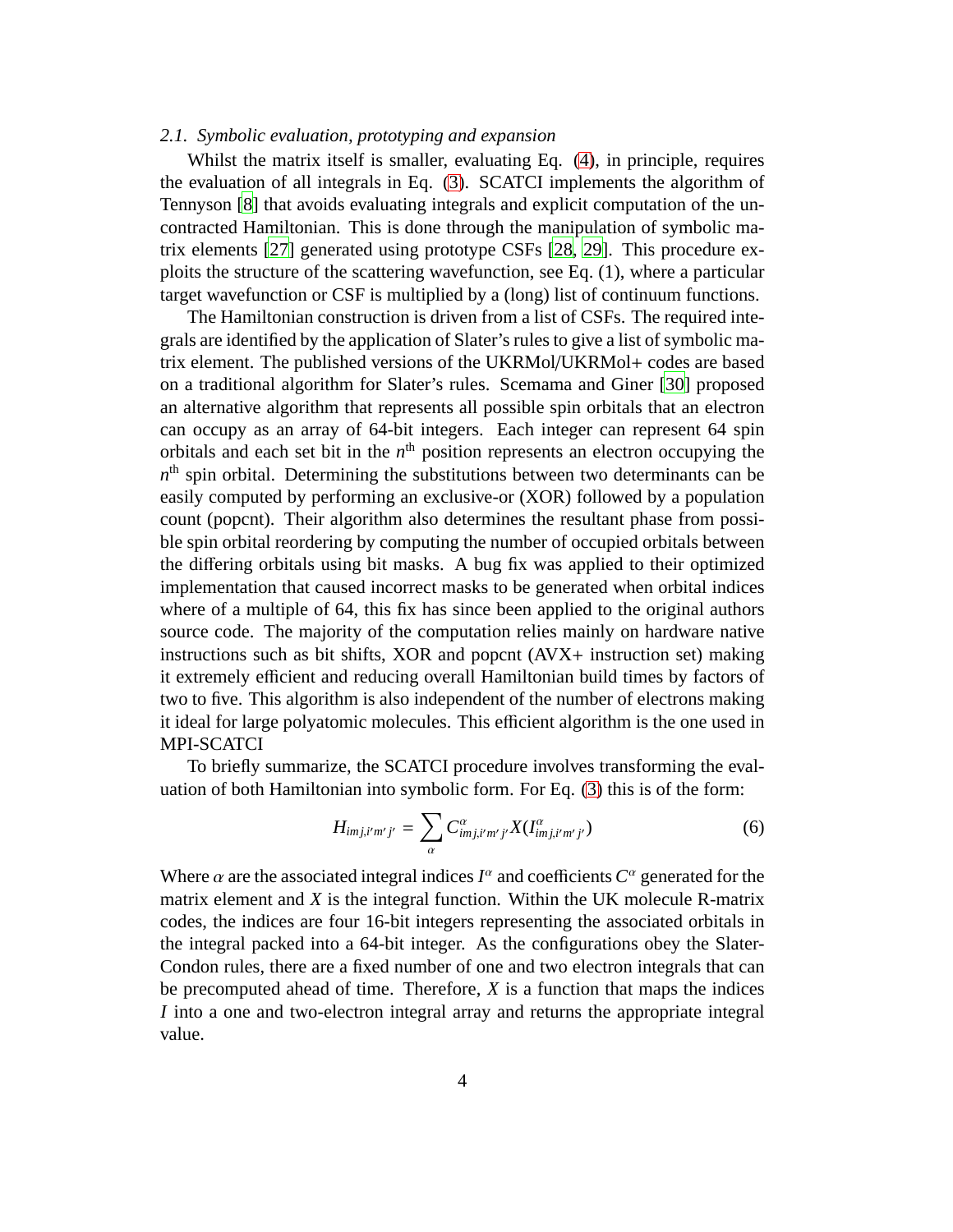### 2.1. Symbolic evaluation, prototyping and expansion

Whilst the matrix itself is smaller, evaluating Eq. (4), in principle, requires the evaluation of all integrals in Eq. (3). SCATCI implements the algorithm of Tennyson [8] that avoids evaluating integrals and explicit computation of the uncontracted Hamiltonian. This is done through the manipulation of symbolic matrix elements [27] generated using prototype CSFs [28, 29]. This procedure exploits the structure of the scattering wavefunction, see Eq. (1), where a particular target wavefunction or CSF is multiplied by a (long) list of continuum functions.

The Hamiltonian construction is driven from a list of CSFs. The required integrals are identified by the application of Slater's rules to give a list of symbolic matrix element. The published versions of the UKRMol/UKRMol+ codes are based on a traditional algorithm for Slater's rules. Scemama and Giner [30] proposed an alternative algorithm that represents all possible spin orbitals that an electron can occupy as an array of 64-bit integers. Each integer can represent 64 spin orbitals and each set bit in the $n^{\text{th}}$ position represents an electron occupying the $n^{\text{th}}$ spin orbital. Determining the substitutions between two determinants can be easily computed by performing an exclusive-or (XOR) followed by a population count (popcnt). Their algorithm also determines the resultant phase from possible spin orbital reordering by computing the number of occupied orbitals between the differing orbitals using bit masks. A bug fix was applied to their optimized implementation that caused incorrect masks to be generated when orbital indices where of a multiple of 64, this fix has since been applied to the original authors source code. The majority of the computation relies mainly on hardware native instructions such as bit shifts, XOR and popcnt (AVX+ instruction set) making it extremely efficient and reducing overall Hamiltonian build times by factors of two to five. This algorithm is also independent of the number of electrons making it ideal for large polyatomic molecules. This efficient algorithm is the one used in MPI-SCATCI

To briefly summarize, the SCATCI procedure involves transforming the evaluation of both Hamiltonian into symbolic form. For Eq. (3) this is of the form:

$$H_{imj,i'm'j'} = \sum_{\alpha} C^{\alpha}_{imj,i'm'j'} X(I^{\alpha}_{imj,i'm'j'}) \tag{6}$$

Where $\alpha$ are the associated integral indices $I^{\alpha}$ and coefficients $C^{\alpha}$ generated for the matrix element and $X$ is the integral function. Within the UK molecule R-matrix codes, the indices are four 16-bit integers representing the associated orbitals in the integral packed into a 64-bit integer. As the configurations obey the Slater-Condon rules, there are a fixed number of one and two electron integrals that can be precomputed ahead of time. Therefore, $X$ is a function that maps the indices $I$ into a one and two-electron integral array and returns the appropriate integral value.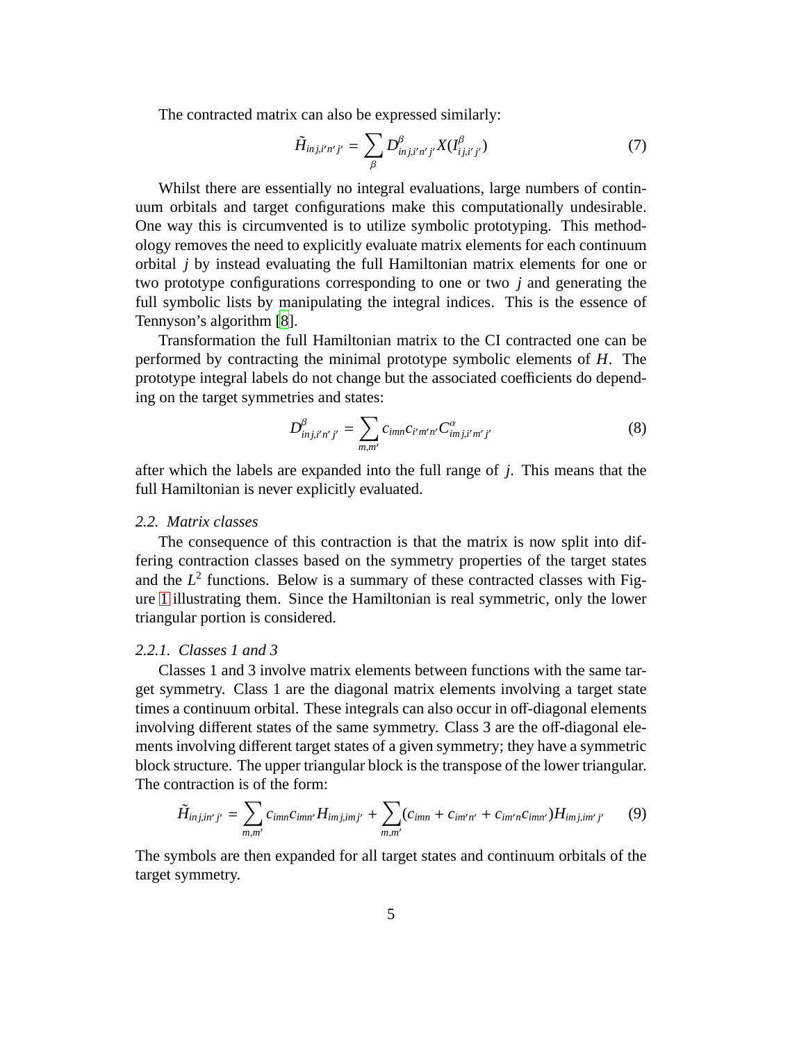The contracted matrix can also be expressed similarly:

$$\tilde{H}_{inj,i'n'j'} = \sum_{\beta} D^{\beta}_{inj,i'n'j'} X(I^{\beta}_{ij,i'j'}) \tag{7}$$

Whilst there are essentially no integral evaluations, large numbers of continuum orbitals and target configurations make this computationally undesirable. One way this is circumvented is to utilize symbolic prototyping. This methodology removes the need to explicitly evaluate matrix elements for each continuum orbital $j$ by instead evaluating the full Hamiltonian matrix elements for one or two prototype configurations corresponding to one or two $j$ and generating the full symbolic lists by manipulating the integral indices. This is the essence of Tennyson's algorithm [8].

Transformation the full Hamiltonian matrix to the CI contracted one can be performed by contracting the minimal prototype symbolic elements of $H$. The prototype integral labels do not change but the associated coefficients do depending on the target symmetries and states:

$$D^{\beta}_{inj,i'n'j'} = \sum_{m,m'} c_{imn} c_{i'm'n'} C^{\alpha}_{imj,i'm'j'} \tag{8}$$

after which the labels are expanded into the full range of $j$. This means that the full Hamiltonian is never explicitly evaluated.

### 2.2. Matrix classes

The consequence of this contraction is that the matrix is now split into differing contraction classes based on the symmetry properties of the target states and the $L^2$ functions. Below is a summary of these contracted classes with Figure 1 illustrating them. Since the Hamiltonian is real symmetric, only the lower triangular portion is considered.

#### 2.2.1. Classes 1 and 3

Classes 1 and 3 involve matrix elements between functions with the same target symmetry. Class 1 are the diagonal matrix elements involving a target state times a continuum orbital. These integrals can also occur in off-diagonal elements involving different states of the same symmetry. Class 3 are the off-diagonal elements involving different target states of a given symmetry; they have a symmetric block structure. The upper triangular block is the transpose of the lower triangular. The contraction is of the form:

$$\tilde{H}_{inj,in'j'} = \sum_{m,m'} c_{imn} c_{imn'} H_{imj,imj'} + \sum_{m,m'} (c_{imn} + c_{im'n'} + c_{im'n} c_{imn'}) H_{imj,im'j'} \tag{9}$$

The symbols are then expanded for all target states and continuum orbitals of the target symmetry.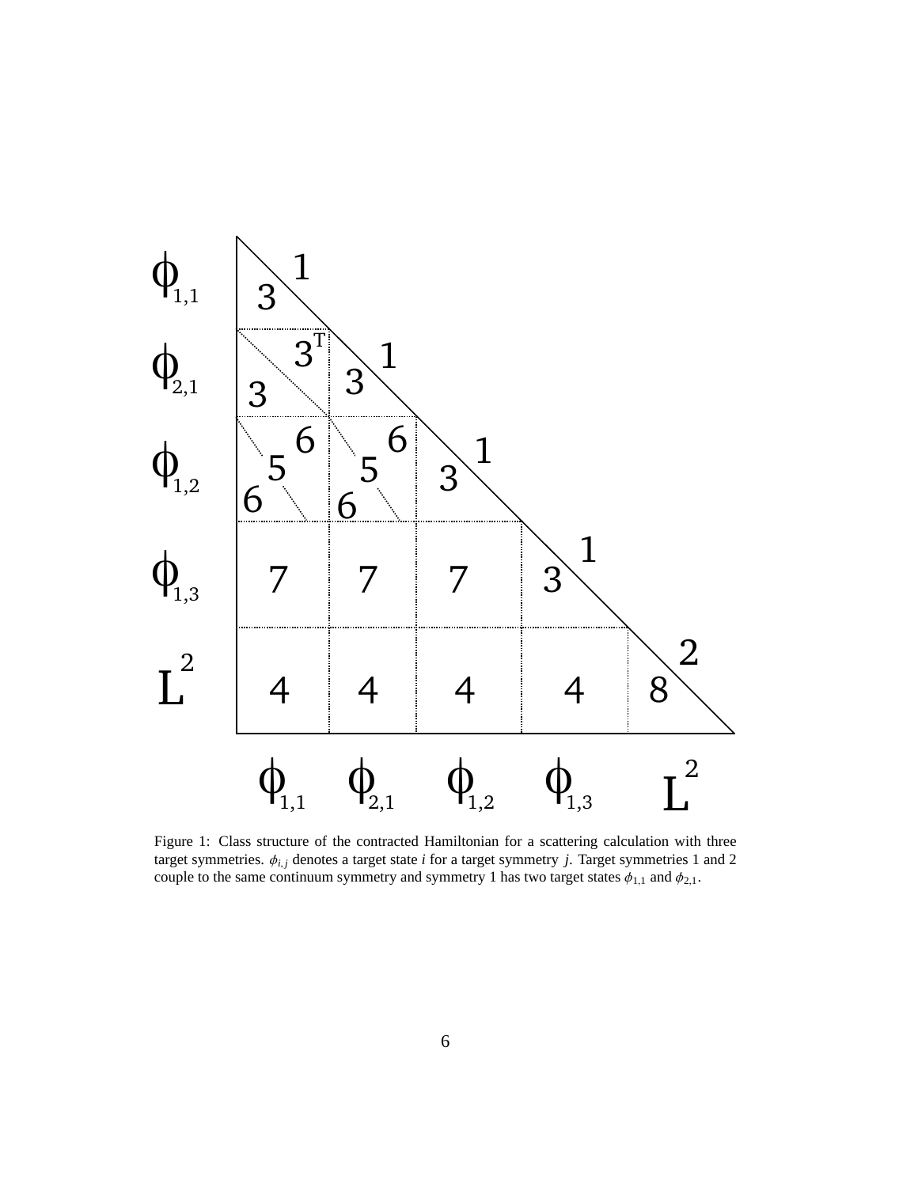Figure 1: Class structure of the contracted Hamiltonian for a scattering calculation with three target symmetries. $\phi_{i,j}$ denotes a target state $i$ for a target symmetry $j$. Target symmetries 1 and 2 couple to the same continuum symmetry and symmetry 1 has two target states $\phi_{1,1}$ and $\phi_{2,1}$.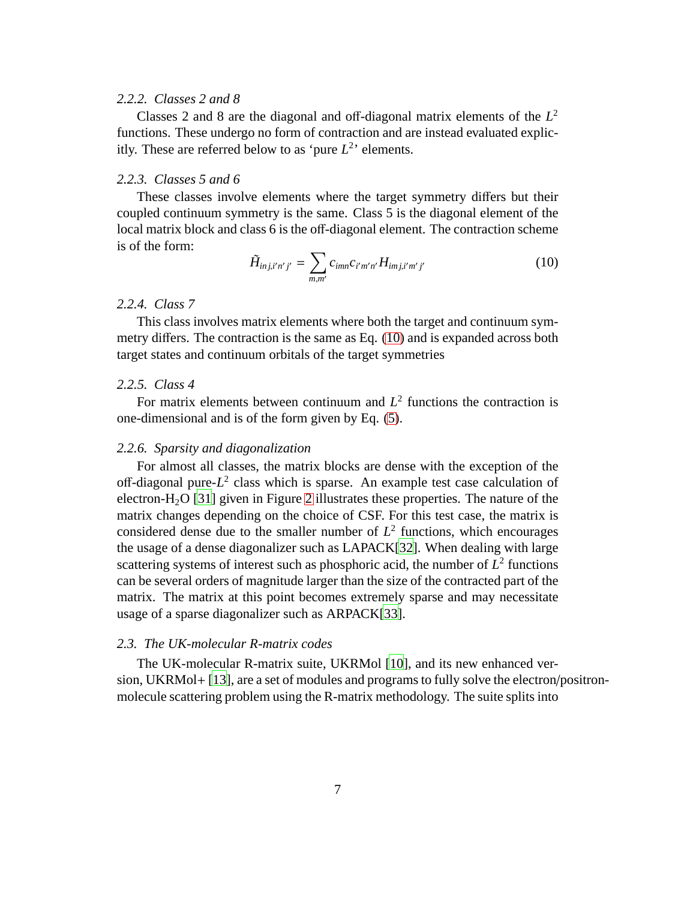#### 2.2.2. Classes 2 and 8

Classes 2 and 8 are the diagonal and off-diagonal matrix elements of the $L^2$ functions. These undergo no form of contraction and are instead evaluated explicitly. These are referred below to as 'pure $L^2$' elements.

#### 2.2.3. Classes 5 and 6

These classes involve elements where the target symmetry differs but their coupled continuum symmetry is the same. Class 5 is the diagonal element of the local matrix block and class 6 is the off-diagonal element. The contraction scheme is of the form:

$$\tilde{H}_{inj,i'n'j'} = \sum_{m,m'} c_{imn} c_{i'm'n'} H_{imj,i'm'j'} \tag{10}$$

#### 2.2.4. Class 7

This class involves matrix elements where both the target and continuum symmetry differs. The contraction is the same as Eq. (10) and is expanded across both target states and continuum orbitals of the target symmetries

#### 2.2.5. Class 4

For matrix elements between continuum and $L^2$ functions the contraction is one-dimensional and is of the form given by Eq. (5).

#### 2.2.6. Sparsity and diagonalization

For almost all classes, the matrix blocks are dense with the exception of the off-diagonal pure-$L^2$ class which is sparse. An example test case calculation of electron-$H_2O$ [31] given in Figure 2 illustrates these properties. The nature of the matrix changes depending on the choice of CSF. For this test case, the matrix is considered dense due to the smaller number of $L^2$ functions, which encourages the usage of a dense diagonalizer such as LAPACK[32]. When dealing with large scattering systems of interest such as phosphoric acid, the number of $L^2$ functions can be several orders of magnitude larger than the size of the contracted part of the matrix. The matrix at this point becomes extremely sparse and may necessitate usage of a sparse diagonalizer such as ARPACK[33].

### 2.3. The UK-molecular R-matrix codes

The UK-molecular R-matrix suite, UKRMol [10], and its new enhanced version, UKRMol+ [13], are a set of modules and programs to fully solve the electron/positron-molecule scattering problem using the R-matrix methodology. The suite splits into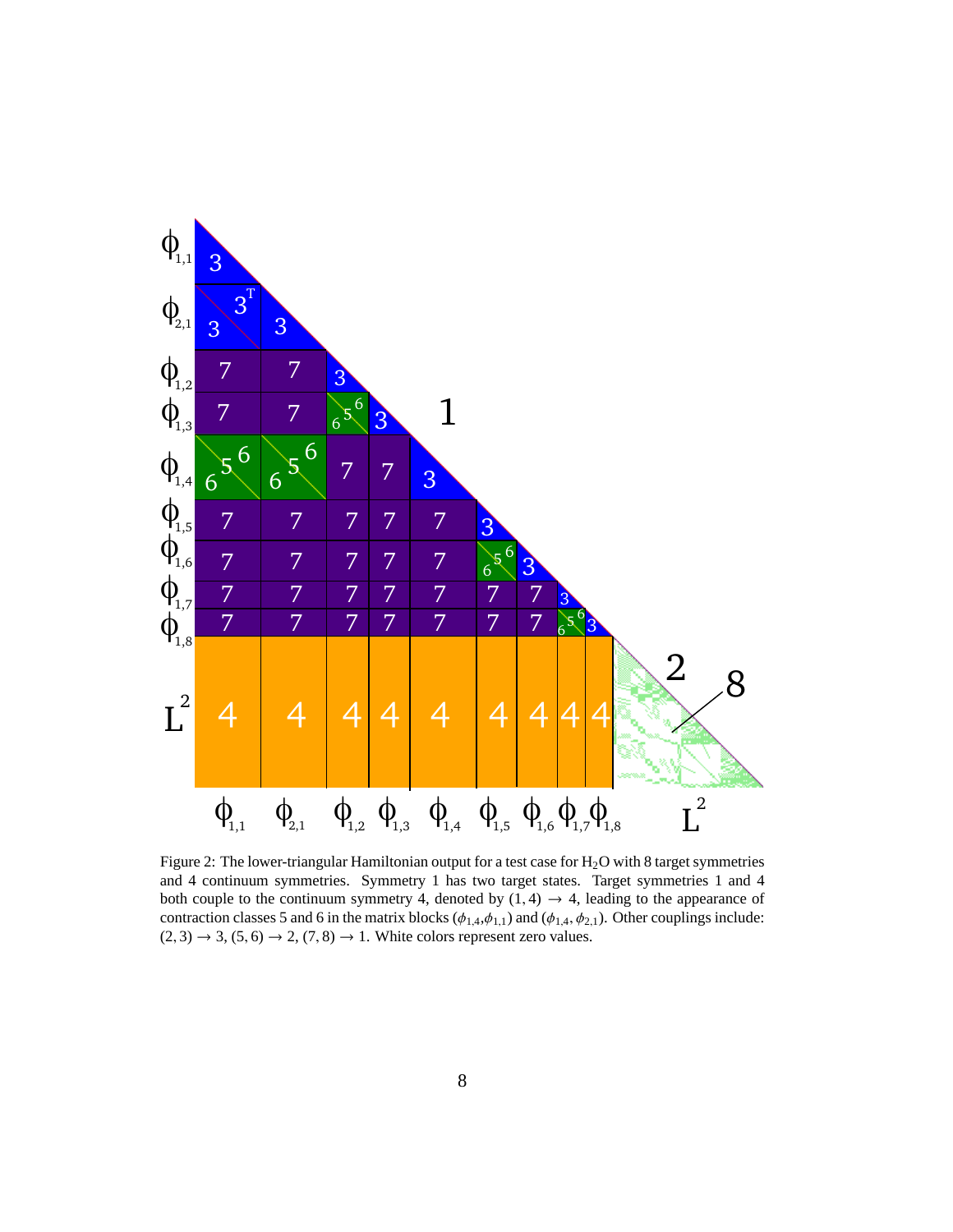Figure 2: The lower-triangular Hamiltonian output for a test case for $H_2O$ with 8 target symmetries and 4 continuum symmetries. Symmetry 1 has two target states. Target symmetries 1 and 4 both couple to the continuum symmetry 4, denoted by $(1, 4) \rightarrow 4$, leading to the appearance of contraction classes 5 and 6 in the matrix blocks ($\phi_{1,4}$,$\phi_{1,1}$) and ($\phi_{1,4}$, $\phi_{2,1}$). Other couplings include: $(2, 3) \rightarrow 3$, $(5, 6) \rightarrow 2$, $(7, 8) \rightarrow 1$. White colors represent zero values.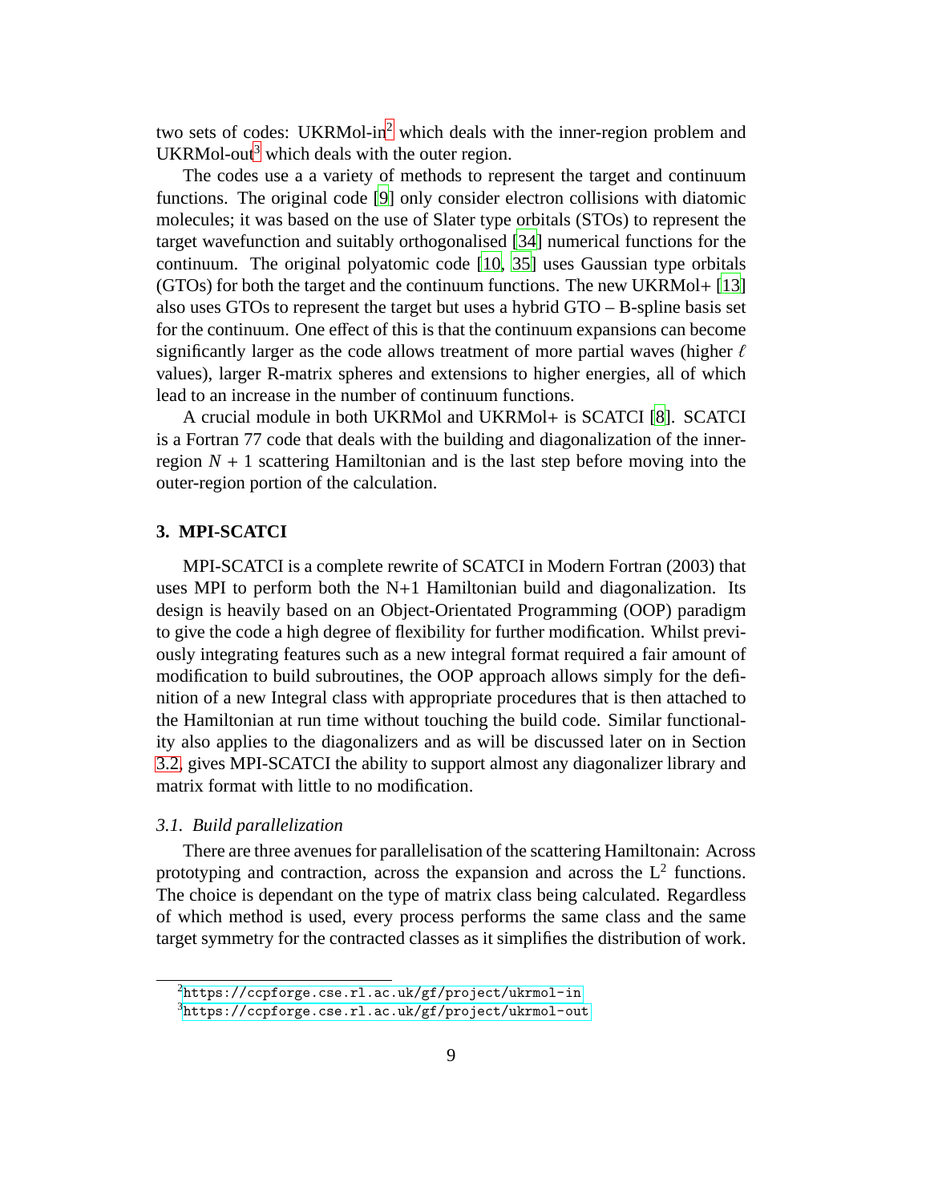two sets of codes: UKRMol-in[2] which deals with the inner-region problem and UKRMol-out[3] which deals with the outer region.

The codes use a a variety of methods to represent the target and continuum functions. The original code [9] only consider electron collisions with diatomic molecules; it was based on the use of Slater type orbitals (STOs) to represent the target wavefunction and suitably orthogonalised [34] numerical functions for the continuum. The original polyatomic code [10, 35] uses Gaussian type orbitals (GTOs) for both the target and the continuum functions. The new UKRMol+ [13] also uses GTOs to represent the target but uses a hybrid GTO – B-spline basis set for the continuum. One effect of this is that the continuum expansions can become significantly larger as the code allows treatment of more partial waves (higher $\ell$ values), larger R-matrix spheres and extensions to higher energies, all of which lead to an increase in the number of continuum functions.

A crucial module in both UKRMol and UKRMol+ is SCATCI [8]. SCATCI is a Fortran 77 code that deals with the building and diagonalization of the inner-region $N + 1$ scattering Hamiltonian and is the last step before moving into the outer-region portion of the calculation.

## 3. MPI-SCATCI

MPI-SCATCI is a complete rewrite of SCATCI in Modern Fortran (2003) that uses MPI to perform both the N+1 Hamiltonian build and diagonalization. Its design is heavily based on an Object-Orientated Programming (OOP) paradigm to give the code a high degree of flexibility for further modification. Whilst previously integrating features such as a new integral format required a fair amount of modification to build subroutines, the OOP approach allows simply for the definition of a new Integral class with appropriate procedures that is then attached to the Hamiltonian at run time without touching the build code. Similar functionality also applies to the diagonalizers and as will be discussed later on in Section 3.2, gives MPI-SCATCI the ability to support almost any diagonalizer library and matrix format with little to no modification.

### *3.1. Build parallelization*

There are three avenues for parallelisation of the scattering Hamiltonain: Across prototyping and contraction, across the expansion and across the $L^2$ functions. The choice is dependant on the type of matrix class being calculated. Regardless of which method is used, every process performs the same class and the same target symmetry for the contracted classes as it simplifies the distribution of work.

[2] https://ccpforge.cse.rl.ac.uk/gf/project/ukrmol-in

[3] https://ccpforge.cse.rl.ac.uk/gf/project/ukrmol-out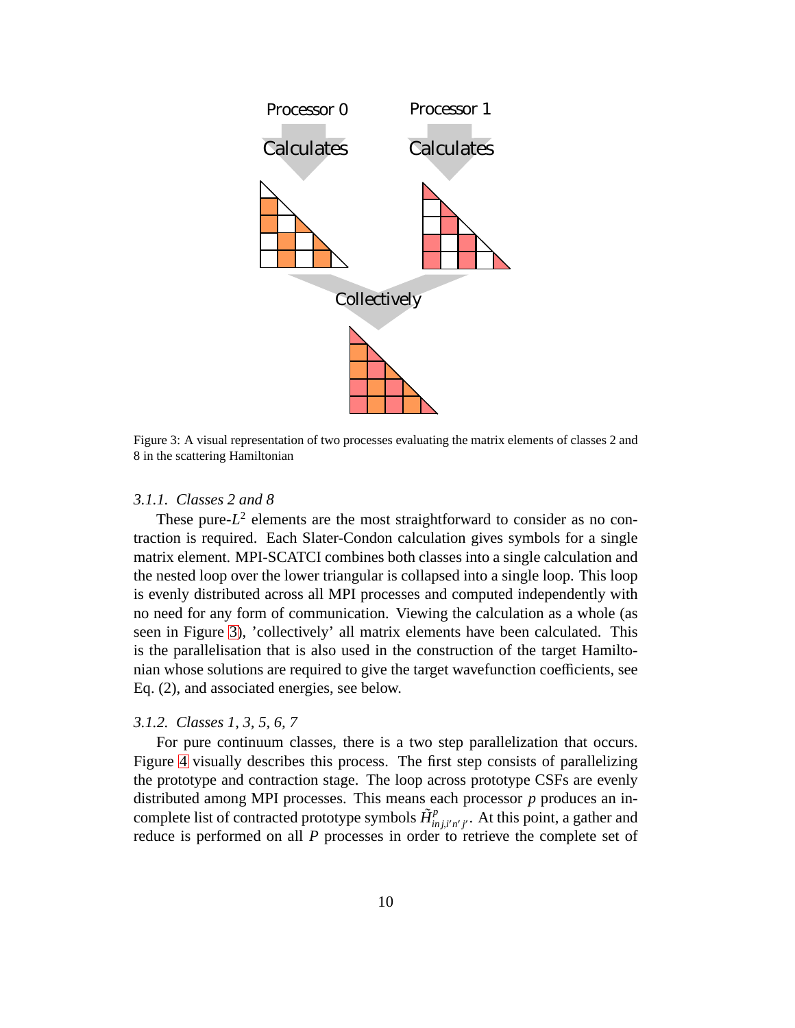Figure 3: A visual representation of two processes evaluating the matrix elements of classes 2 and 8 in the scattering Hamiltonian

### *3.1.1. Classes 2 and 8*

These pure-$L^2$ elements are the most straightforward to consider as no contraction is required. Each Slater-Condon calculation gives symbols for a single matrix element. MPI-SCATCI combines both classes into a single calculation and the nested loop over the lower triangular is collapsed into a single loop. This loop is evenly distributed across all MPI processes and computed independently with no need for any form of communication. Viewing the calculation as a whole (as seen in Figure 3), 'collectively' all matrix elements have been calculated. This is the parallelisation that is also used in the construction of the target Hamiltonian whose solutions are required to give the target wavefunction coefficients, see Eq. (2), and associated energies, see below.

### *3.1.2. Classes 1, 3, 5, 6, 7*

For pure continuum classes, there is a two step parallelization that occurs. Figure 4 visually describes this process. The first step consists of parallelizing the prototype and contraction stage. The loop across prototype CSFs are evenly distributed among MPI processes. This means each processor $p$ produces an incomplete list of contracted prototype symbols $\tilde{H}^{p}_{inj,i'n'j'}$. At this point, a gather and reduce is performed on all $P$ processes in order to retrieve the complete set of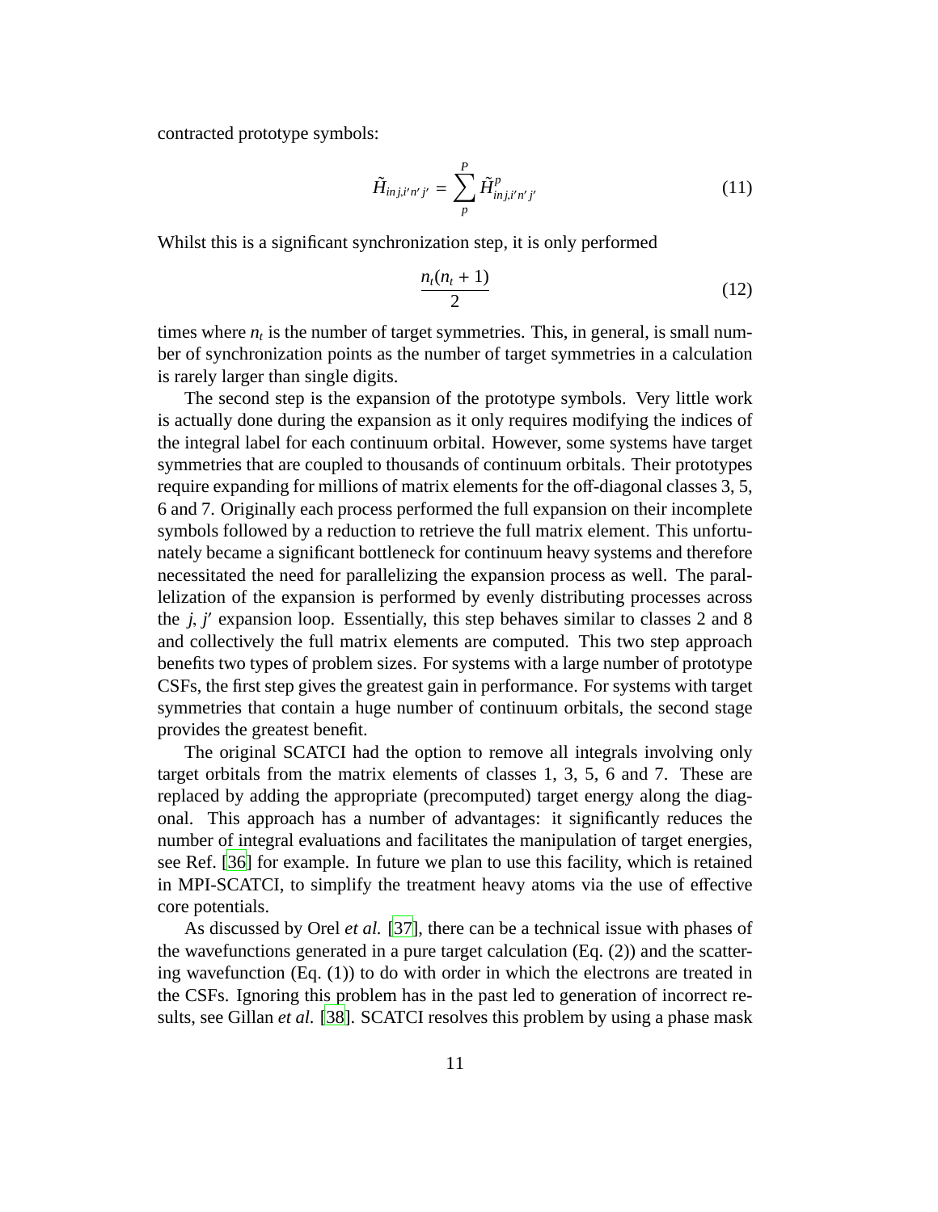contracted prototype symbols:

$$\tilde{H}_{inj,i'n'j'} = \sum_{p}^{P} \tilde{H}^{p}_{inj,i'n'j'} \tag{11}$$

Whilst this is a significant synchronization step, it is only performed

$$\frac{n_t(n_t+1)}{2} \tag{12}$$

times where $n_t$ is the number of target symmetries. This, in general, is small number of synchronization points as the number of target symmetries in a calculation is rarely larger than single digits.

The second step is the expansion of the prototype symbols. Very little work is actually done during the expansion as it only requires modifying the indices of the integral label for each continuum orbital. However, some systems have target symmetries that are coupled to thousands of continuum orbitals. Their prototypes require expanding for millions of matrix elements for the off-diagonal classes 3, 5, 6 and 7. Originally each process performed the full expansion on their incomplete symbols followed by a reduction to retrieve the full matrix element. This unfortunately became a significant bottleneck for continuum heavy systems and therefore necessitated the need for parallelizing the expansion process as well. The parallelization of the expansion is performed by evenly distributing processes across the $j$, $j'$ expansion loop. Essentially, this step behaves similar to classes 2 and 8 and collectively the full matrix elements are computed. This two step approach benefits two types of problem sizes. For systems with a large number of prototype CSFs, the first step gives the greatest gain in performance. For systems with target symmetries that contain a huge number of continuum orbitals, the second stage provides the greatest benefit.

The original SCATCI had the option to remove all integrals involving only target orbitals from the matrix elements of classes 1, 3, 5, 6 and 7. These are replaced by adding the appropriate (precomputed) target energy along the diagonal. This approach has a number of advantages: it significantly reduces the number of integral evaluations and facilitates the manipulation of target energies, see Ref. [36] for example. In future we plan to use this facility, which is retained in MPI-SCATCI, to simplify the treatment heavy atoms via the use of effective core potentials.

As discussed by Orel *et al.* [37], there can be a technical issue with phases of the wavefunctions generated in a pure target calculation (Eq. (2)) and the scattering wavefunction (Eq. (1)) to do with order in which the electrons are treated in the CSFs. Ignoring this problem has in the past led to generation of incorrect results, see Gillan *et al.* [38]. SCATCI resolves this problem by using a phase mask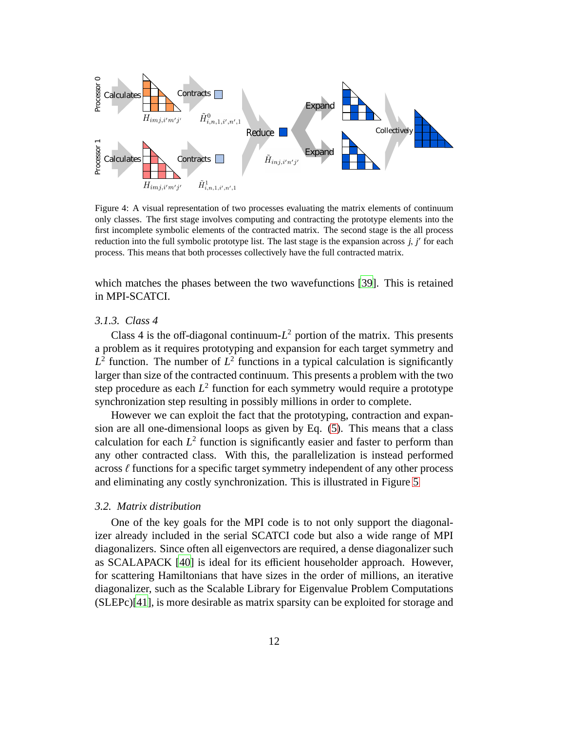Figure 4: A visual representation of two processes evaluating the matrix elements of continuum only classes. The first stage involves computing and contracting the prototype elements into the first incomplete symbolic elements of the contracted matrix. The second stage is the all process reduction into the full symbolic prototype list. The last stage is the expansion across $j, j'$ for each process. This means that both processes collectively have the full contracted matrix.

which matches the phases between the two wavefunctions [39]. This is retained in MPI-SCATCI.

### 3.1.3. Class 4

Class 4 is the off-diagonal continuum-$L^2$ portion of the matrix. This presents a problem as it requires prototyping and expansion for each target symmetry and $L^2$ function. The number of $L^2$ functions in a typical calculation is significantly larger than size of the contracted continuum. This presents a problem with the two step procedure as each $L^2$ function for each symmetry would require a prototype synchronization step resulting in possibly millions in order to complete.

However we can exploit the fact that the prototyping, contraction and expansion are all one-dimensional loops as given by Eq. (5). This means that a class calculation for each $L^2$ function is significantly easier and faster to perform than any other contracted class. With this, the parallelization is instead performed across $\ell$ functions for a specific target symmetry independent of any other process and eliminating any costly synchronization. This is illustrated in Figure 5

## 3.2. Matrix distribution

One of the key goals for the MPI code is to not only support the diagonalizer already included in the serial SCATCI code but also a wide range of MPI diagonalizers. Since often all eigenvectors are required, a dense diagonalizer such as SCALAPACK [40] is ideal for its efficient householder approach. However, for scattering Hamiltonians that have sizes in the order of millions, an iterative diagonalizer, such as the Scalable Library for Eigenvalue Problem Computations (SLEPc)[41], is more desirable as matrix sparsity can be exploited for storage and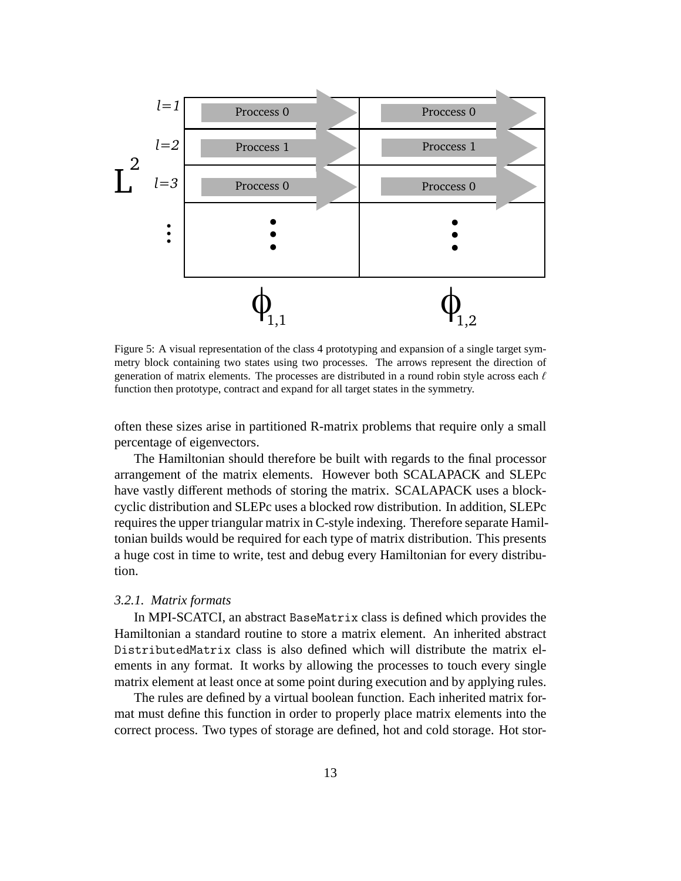Figure 5: A visual representation of the class 4 prototyping and expansion of a single target symmetry block containing two states using two processes. The arrows represent the direction of generation of matrix elements. The processes are distributed in a round robin style across each $\ell$ function then prototype, contract and expand for all target states in the symmetry.

often these sizes arise in partitioned R-matrix problems that require only a small percentage of eigenvectors.

The Hamiltonian should therefore be built with regards to the final processor arrangement of the matrix elements. However both SCALAPACK and SLEPc have vastly different methods of storing the matrix. SCALAPACK uses a block-cyclic distribution and SLEPc uses a blocked row distribution. In addition, SLEPc requires the upper triangular matrix in C-style indexing. Therefore separate Hamiltonian builds would be required for each type of matrix distribution. This presents a huge cost in time to write, test and debug every Hamiltonian for every distribution.

### *3.2.1. Matrix formats*

In MPI-SCATCI, an abstract `BaseMatrix` class is defined which provides the Hamiltonian a standard routine to store a matrix element. An inherited abstract `DistributedMatrix` class is also defined which will distribute the matrix elements in any format. It works by allowing the processes to touch every single matrix element at least once at some point during execution and by applying rules.

The rules are defined by a virtual boolean function. Each inherited matrix format must define this function in order to properly place matrix elements into the correct process. Two types of storage are defined, hot and cold storage. Hot stor-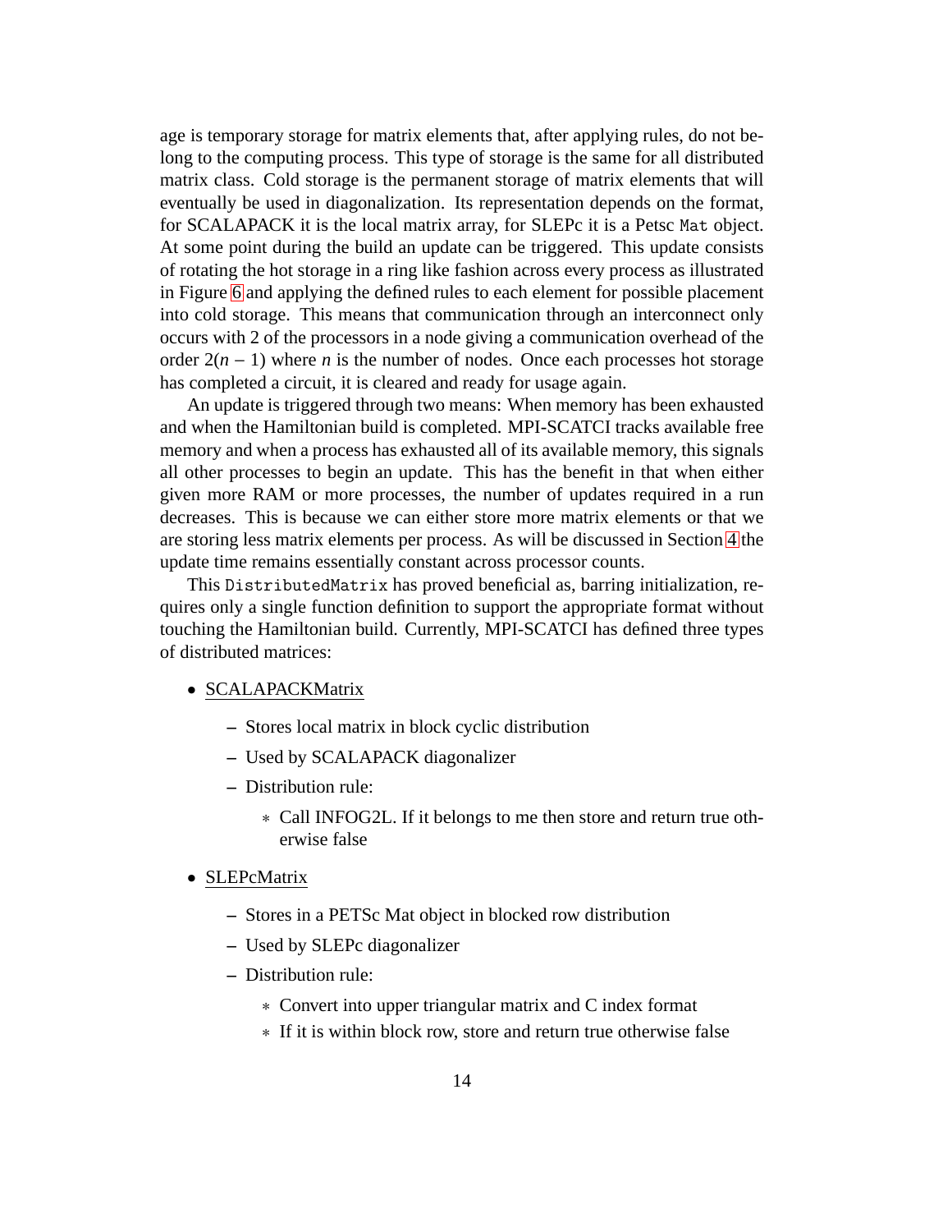age is temporary storage for matrix elements that, after applying rules, do not belong to the computing process. This type of storage is the same for all distributed matrix class. Cold storage is the permanent storage of matrix elements that will eventually be used in diagonalization. Its representation depends on the format, for SCALAPACK it is the local matrix array, for SLEPc it is a Petsc `Mat` object. At some point during the build an update can be triggered. This update consists of rotating the hot storage in a ring like fashion across every process as illustrated in Figure 6 and applying the defined rules to each element for possible placement into cold storage. This means that communication through an interconnect only occurs with 2 of the processors in a node giving a communication overhead of the order $2(n-1)$ where $n$ is the number of nodes. Once each processes hot storage has completed a circuit, it is cleared and ready for usage again.

An update is triggered through two means: When memory has been exhausted and when the Hamiltonian build is completed. MPI-SCATCI tracks available free memory and when a process has exhausted all of its available memory, this signals all other processes to begin an update. This has the benefit in that when either given more RAM or more processes, the number of updates required in a run decreases. This is because we can either store more matrix elements or that we are storing less matrix elements per process. As will be discussed in Section 4 the update time remains essentially constant across processor counts.

This `DistributedMatrix` has proved beneficial as, barring initialization, requires only a single function definition to support the appropriate format without touching the Hamiltonian build. Currently, MPI-SCATCI has defined three types of distributed matrices:

- <u>SCALAPACKMatrix</u>
  - Stores local matrix in block cyclic distribution
  - Used by SCALAPACK diagonalizer
  - Distribution rule:
    - Call INFOG2L. If it belongs to me then store and return true otherwise false
- <u>SLEPcMatrix</u>
  - Stores in a PETSc Mat object in blocked row distribution
  - Used by SLEPc diagonalizer
  - Distribution rule:
    - Convert into upper triangular matrix and C index format
    - If it is within block row, store and return true otherwise false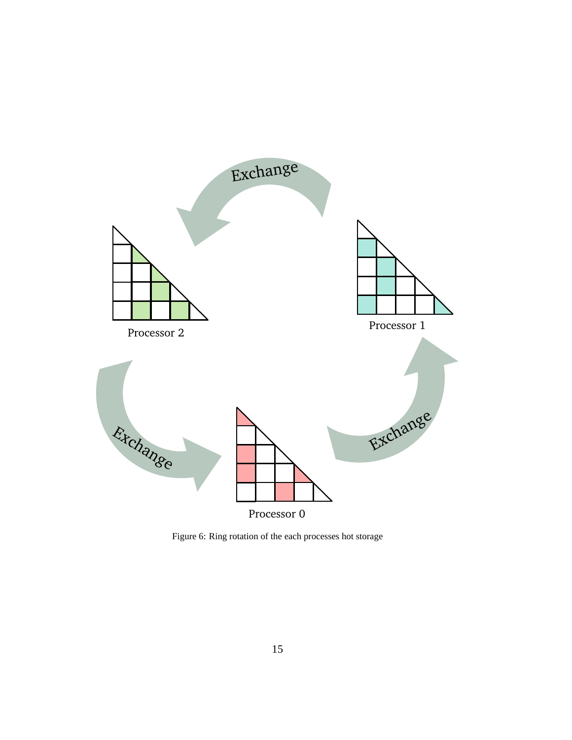Figure 6: Ring rotation of the each processes hot storage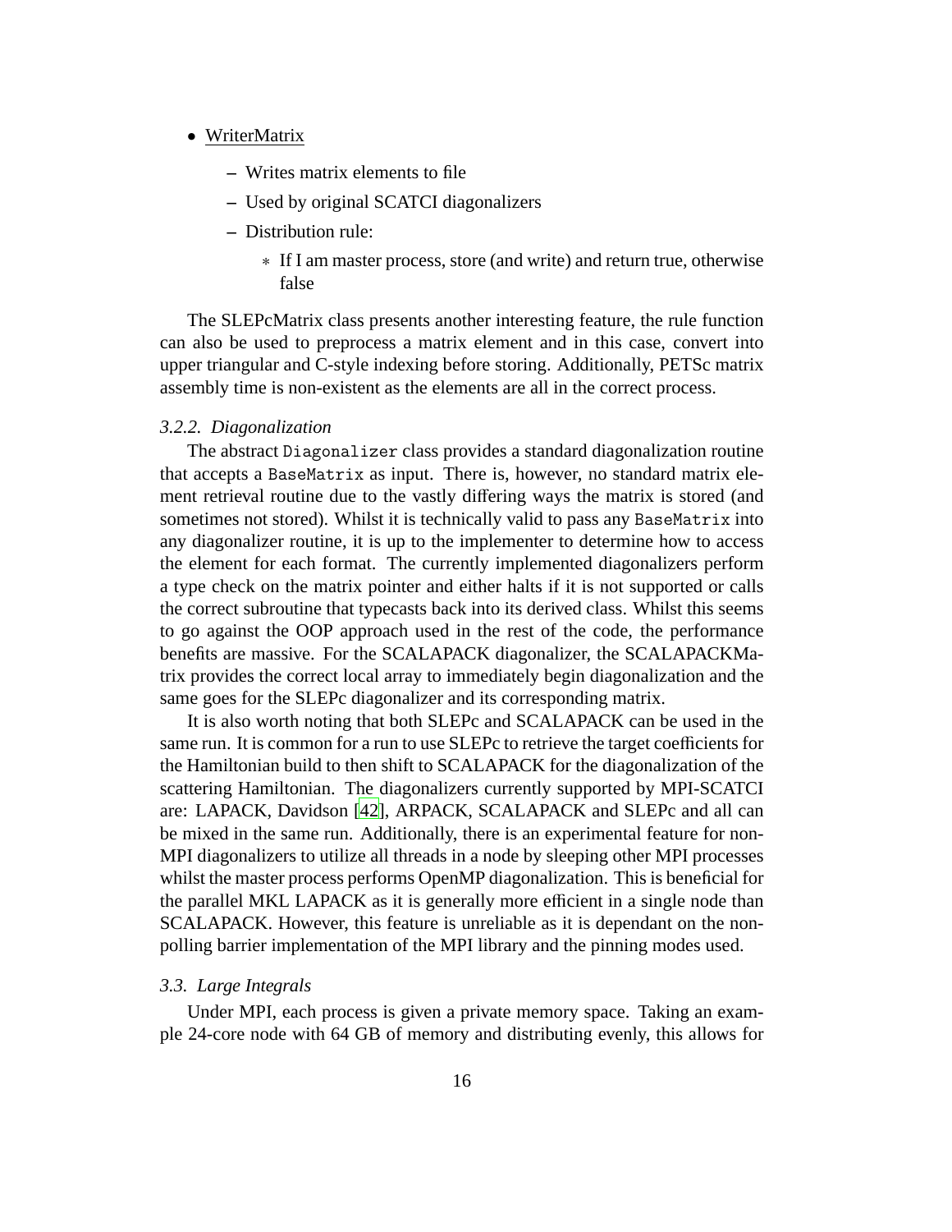- WriterMatrix
  - Writes matrix elements to file
  - Used by original SCATCI diagonalizers
  - Distribution rule:
    * If I am master process, store (and write) and return true, otherwise false

The SLEPcMatrix class presents another interesting feature, the rule function can also be used to preprocess a matrix element and in this case, convert into upper triangular and C-style indexing before storing. Additionally, PETSc matrix assembly time is non-existent as the elements are all in the correct process.

### *3.2.2. Diagonalization*

The abstract `Diagonalizer` class provides a standard diagonalization routine that accepts a `BaseMatrix` as input. There is, however, no standard matrix element retrieval routine due to the vastly differing ways the matrix is stored (and sometimes not stored). Whilst it is technically valid to pass any `BaseMatrix` into any diagonalizer routine, it is up to the implementer to determine how to access the element for each format. The currently implemented diagonalizers perform a type check on the matrix pointer and either halts if it is not supported or calls the correct subroutine that typecasts back into its derived class. Whilst this seems to go against the OOP approach used in the rest of the code, the performance benefits are massive. For the SCALAPACK diagonalizer, the SCALAPACKMatrix provides the correct local array to immediately begin diagonalization and the same goes for the SLEPc diagonalizer and its corresponding matrix.

It is also worth noting that both SLEPc and SCALAPACK can be used in the same run. It is common for a run to use SLEPc to retrieve the target coefficients for the Hamiltonian build to then shift to SCALAPACK for the diagonalization of the scattering Hamiltonian. The diagonalizers currently supported by MPI-SCATCI are: LAPACK, Davidson [42], ARPACK, SCALAPACK and SLEPc and all can be mixed in the same run. Additionally, there is an experimental feature for non-MPI diagonalizers to utilize all threads in a node by sleeping other MPI processes whilst the master process performs OpenMP diagonalization. This is beneficial for the parallel MKL LAPACK as it is generally more efficient in a single node than SCALAPACK. However, this feature is unreliable as it is dependant on the non-polling barrier implementation of the MPI library and the pinning modes used.

### *3.3. Large Integrals*

Under MPI, each process is given a private memory space. Taking an example 24-core node with 64 GB of memory and distributing evenly, this allows for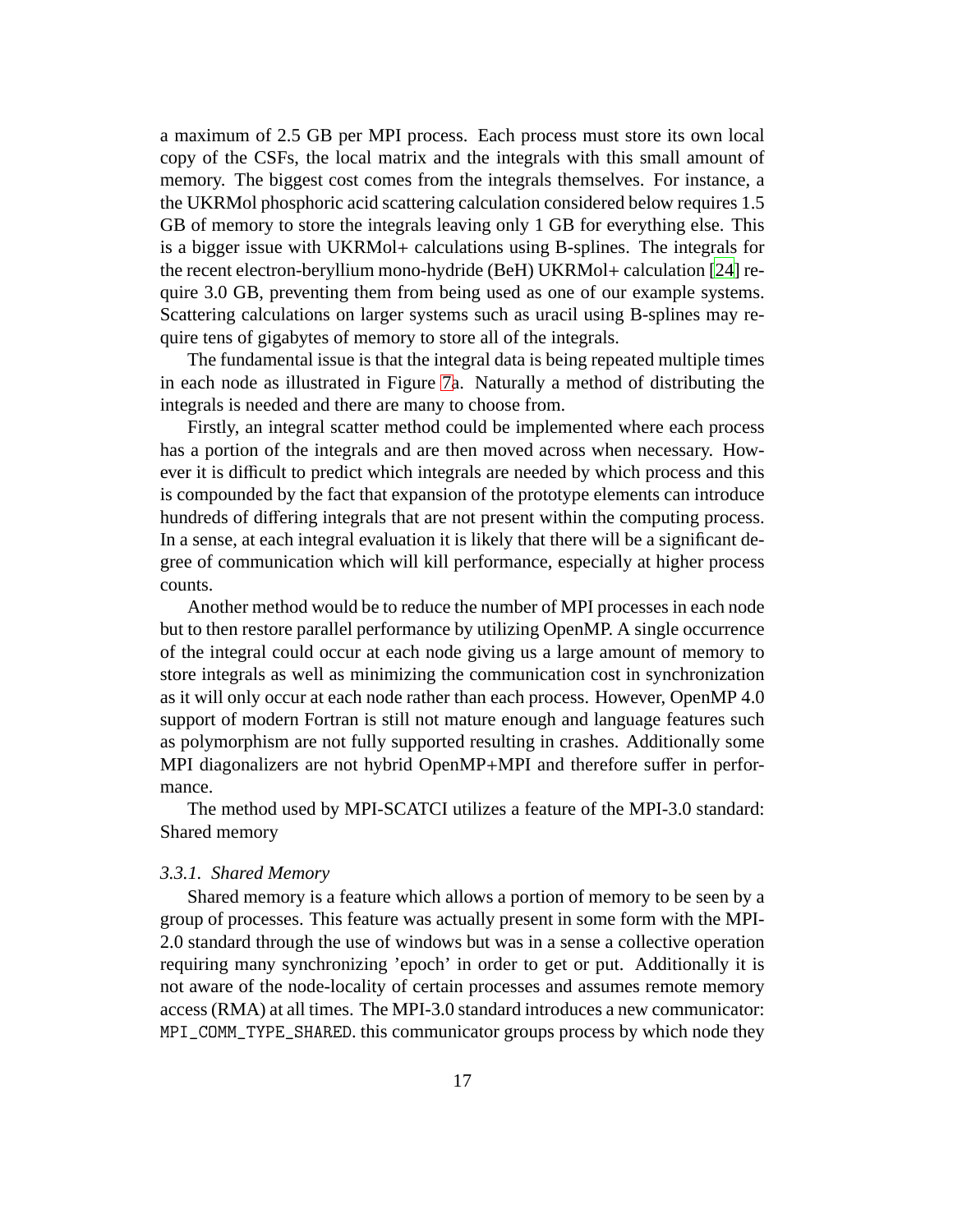a maximum of 2.5 GB per MPI process. Each process must store its own local copy of the CSFs, the local matrix and the integrals with this small amount of memory. The biggest cost comes from the integrals themselves. For instance, a the UKRMol phosphoric acid scattering calculation considered below requires 1.5 GB of memory to store the integrals leaving only 1 GB for everything else. This is a bigger issue with UKRMol+ calculations using B-splines. The integrals for the recent electron-beryllium mono-hydride (BeH) UKRMol+ calculation [24] require 3.0 GB, preventing them from being used as one of our example systems. Scattering calculations on larger systems such as uracil using B-splines may require tens of gigabytes of memory to store all of the integrals.

The fundamental issue is that the integral data is being repeated multiple times in each node as illustrated in Figure 7a. Naturally a method of distributing the integrals is needed and there are many to choose from.

Firstly, an integral scatter method could be implemented where each process has a portion of the integrals and are then moved across when necessary. However it is difficult to predict which integrals are needed by which process and this is compounded by the fact that expansion of the prototype elements can introduce hundreds of differing integrals that are not present within the computing process. In a sense, at each integral evaluation it is likely that there will be a significant degree of communication which will kill performance, especially at higher process counts.

Another method would be to reduce the number of MPI processes in each node but to then restore parallel performance by utilizing OpenMP. A single occurrence of the integral could occur at each node giving us a large amount of memory to store integrals as well as minimizing the communication cost in synchronization as it will only occur at each node rather than each process. However, OpenMP 4.0 support of modern Fortran is still not mature enough and language features such as polymorphism are not fully supported resulting in crashes. Additionally some MPI diagonalizers are not hybrid OpenMP+MPI and therefore suffer in performance.

The method used by MPI-SCATCI utilizes a feature of the MPI-3.0 standard: Shared memory

### *3.3.1. Shared Memory*

Shared memory is a feature which allows a portion of memory to be seen by a group of processes. This feature was actually present in some form with the MPI-2.0 standard through the use of windows but was in a sense a collective operation requiring many synchronizing 'epoch' in order to get or put. Additionally it is not aware of the node-locality of certain processes and assumes remote memory access (RMA) at all times. The MPI-3.0 standard introduces a new communicator: `MPI_COMM_TYPE_SHARED`. this communicator groups process by which node they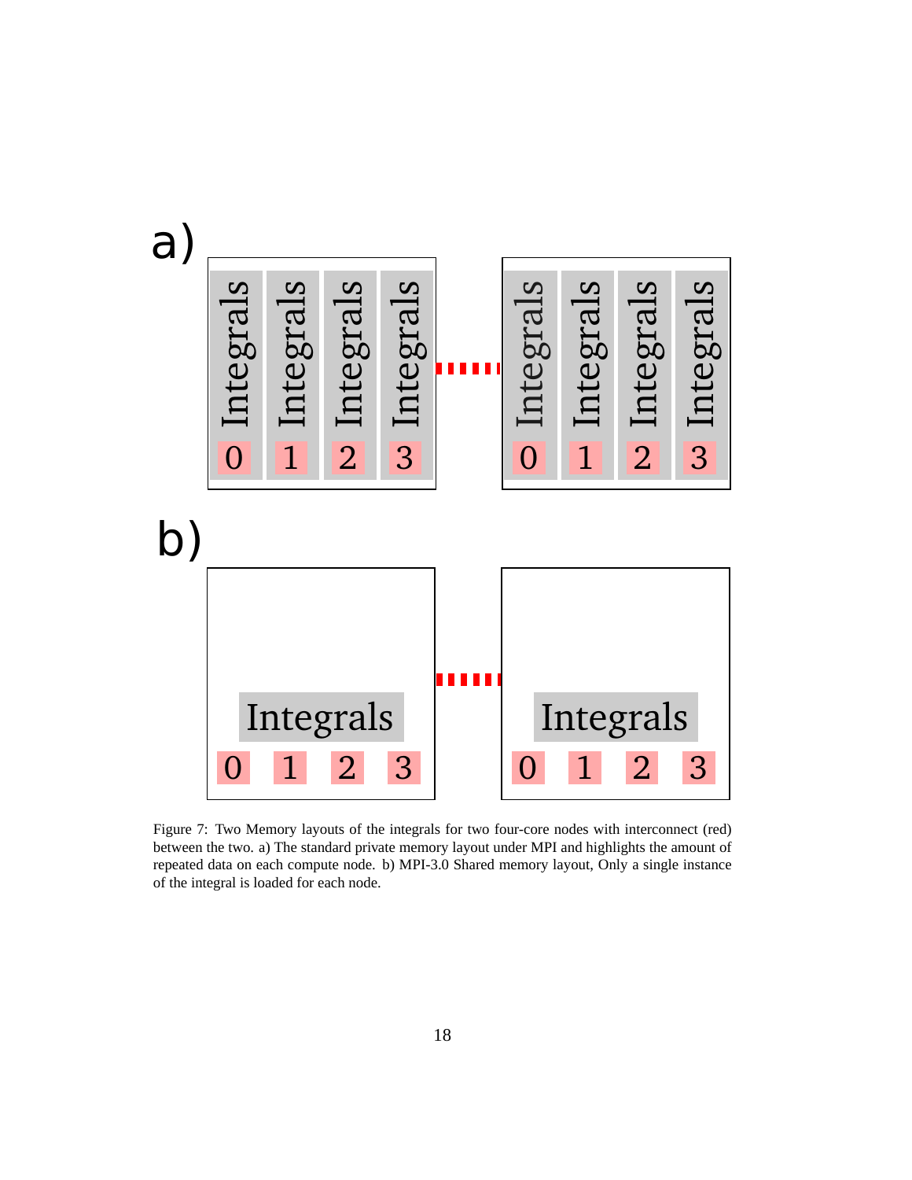Figure 7: Two Memory layouts of the integrals for two four-core nodes with interconnect (red) between the two. a) The standard private memory layout under MPI and highlights the amount of repeated data on each compute node. b) MPI-3.0 Shared memory layout, Only a single instance of the integral is loaded for each node.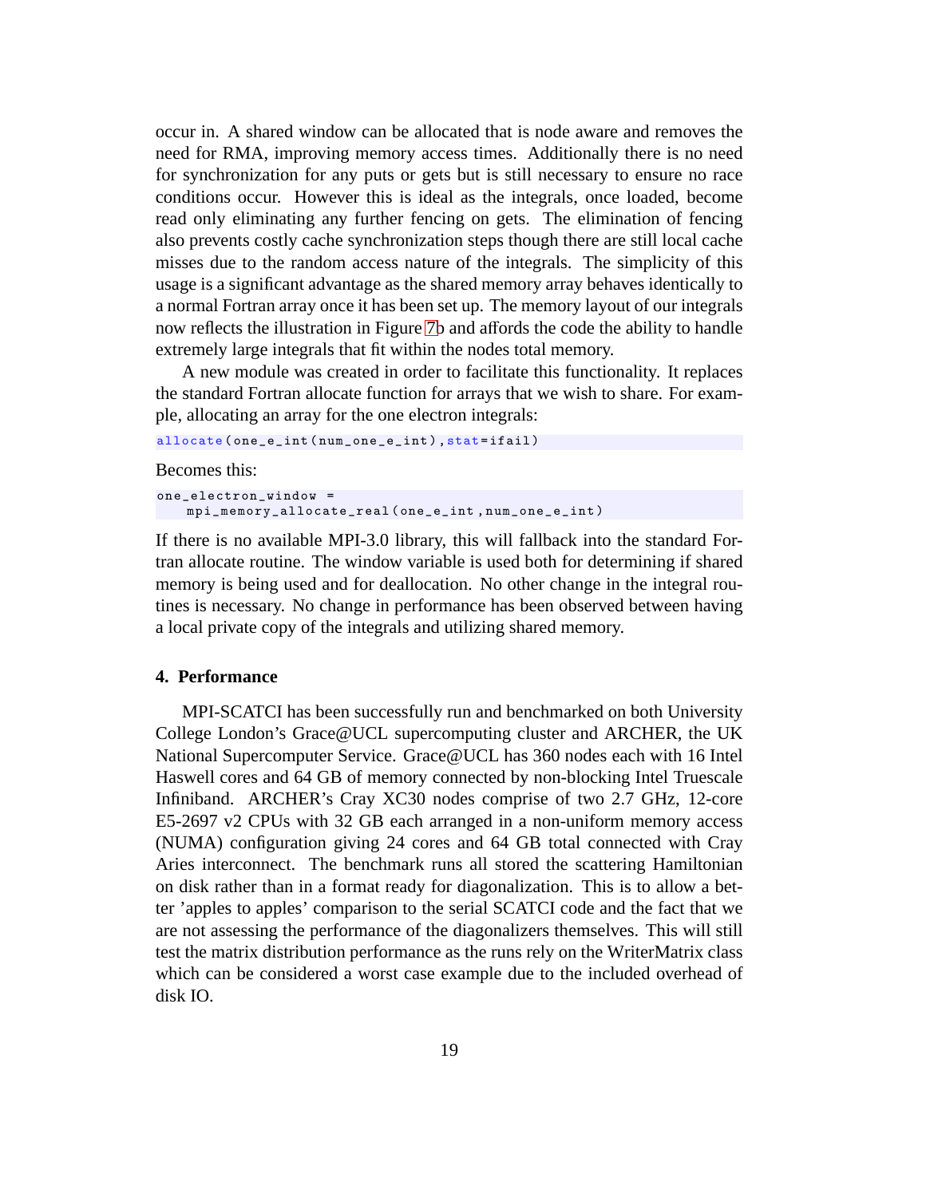occur in. A shared window can be allocated that is node aware and removes the need for RMA, improving memory access times. Additionally there is no need for synchronization for any puts or gets but is still necessary to ensure no race conditions occur. However this is ideal as the integrals, once loaded, become read only eliminating any further fencing on gets. The elimination of fencing also prevents costly cache synchronization steps though there are still local cache misses due to the random access nature of the integrals. The simplicity of this usage is a significant advantage as the shared memory array behaves identically to a normal Fortran array once it has been set up. The memory layout of our integrals now reflects the illustration in Figure 7b and affords the code the ability to handle extremely large integrals that fit within the nodes total memory.

A new module was created in order to facilitate this functionality. It replaces the standard Fortran allocate function for arrays that we wish to share. For example, allocating an array for the one electron integrals:

```
allocate(one_e_int(num_one_e_int),stat=ifail)
```

Becomes this:

```
one_electron_window =
    mpi_memory_allocate_real(one_e_int,num_one_e_int)
```

If there is no available MPI-3.0 library, this will fallback into the standard Fortran allocate routine. The window variable is used both for determining if shared memory is being used and for deallocation. No other change in the integral routines is necessary. No change in performance has been observed between having a local private copy of the integrals and utilizing shared memory.

## 4. Performance

MPI-SCATCI has been successfully run and benchmarked on both University College London's Grace@UCL supercomputing cluster and ARCHER, the UK National Supercomputer Service. Grace@UCL has 360 nodes each with 16 Intel Haswell cores and 64 GB of memory connected by non-blocking Intel Truescale Infiniband. ARCHER's Cray XC30 nodes comprise of two 2.7 GHz, 12-core E5-2697 v2 CPUs with 32 GB each arranged in a non-uniform memory access (NUMA) configuration giving 24 cores and 64 GB total connected with Cray Aries interconnect. The benchmark runs all stored the scattering Hamiltonian on disk rather than in a format ready for diagonalization. This is to allow a better 'apples to apples' comparison to the serial SCATCI code and the fact that we are not assessing the performance of the diagonalizers themselves. This will still test the matrix distribution performance as the runs rely on the WriterMatrix class which can be considered a worst case example due to the included overhead of disk IO.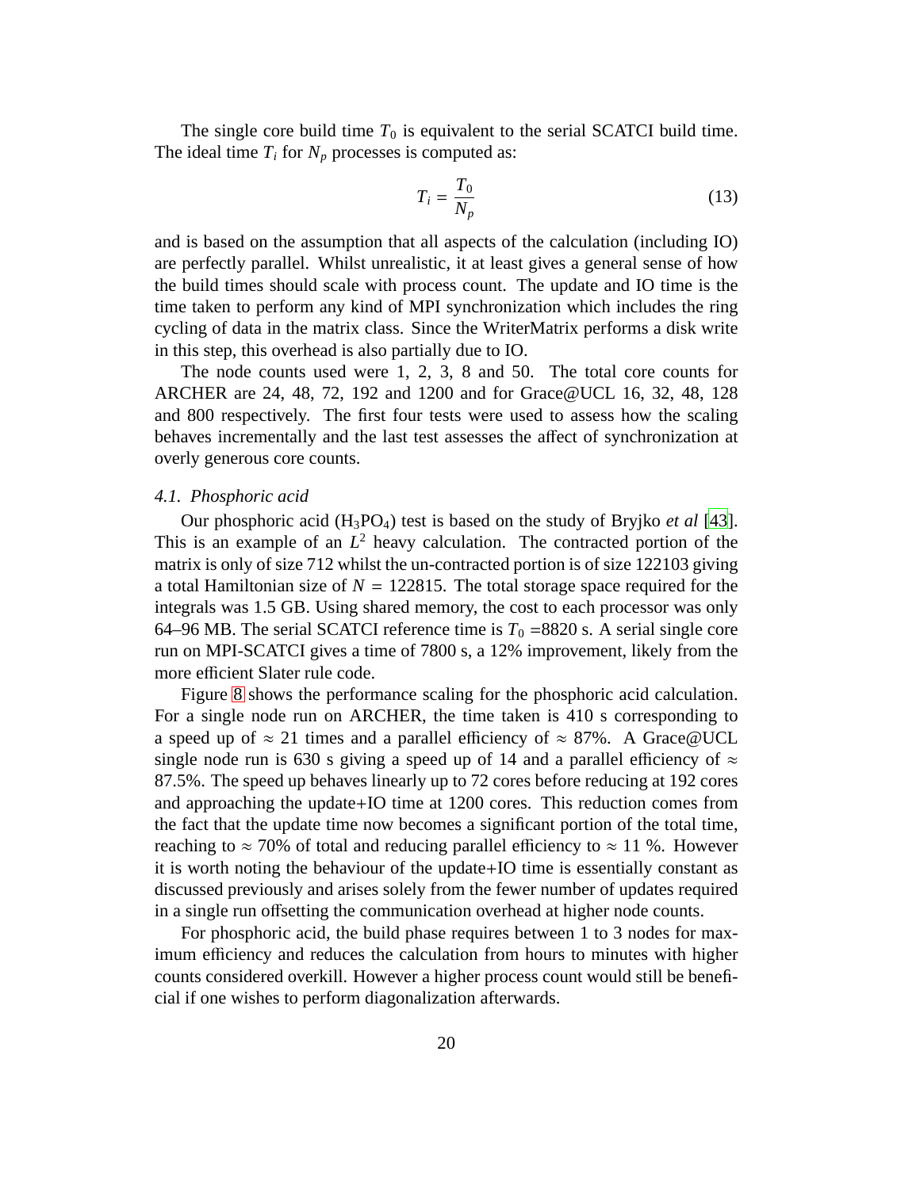The single core build time $T_0$ is equivalent to the serial SCATCI build time. The ideal time $T_i$ for $N_p$ processes is computed as:

$$T_i = \frac{T_0}{N_p} \tag{13}$$

and is based on the assumption that all aspects of the calculation (including IO) are perfectly parallel. Whilst unrealistic, it at least gives a general sense of how the build times should scale with process count. The update and IO time is the time taken to perform any kind of MPI synchronization which includes the ring cycling of data in the matrix class. Since the WriterMatrix performs a disk write in this step, this overhead is also partially due to IO.

The node counts used were 1, 2, 3, 8 and 50. The total core counts for ARCHER are 24, 48, 72, 192 and 1200 and for Grace@UCL 16, 32, 48, 128 and 800 respectively. The first four tests were used to assess how the scaling behaves incrementally and the last test assesses the affect of synchronization at overly generous core counts.

### 4.1. Phosphoric acid

Our phosphoric acid ($H_3PO_4$) test is based on the study of Bryjko *et al* [43]. This is an example of an $L^2$ heavy calculation. The contracted portion of the matrix is only of size 712 whilst the un-contracted portion is of size 122103 giving a total Hamiltonian size of $N = 122815$. The total storage space required for the integrals was 1.5 GB. Using shared memory, the cost to each processor was only 64–96 MB. The serial SCATCI reference time is $T_0$ =8820 s. A serial single core run on MPI-SCATCI gives a time of 7800 s, a 12% improvement, likely from the more efficient Slater rule code.

Figure 8 shows the performance scaling for the phosphoric acid calculation. For a single node run on ARCHER, the time taken is 410 s corresponding to a speed up of $\approx$ 21 times and a parallel efficiency of $\approx$ 87%. A Grace@UCL single node run is 630 s giving a speed up of 14 and a parallel efficiency of $\approx$ 87.5%. The speed up behaves linearly up to 72 cores before reducing at 192 cores and approaching the update+IO time at 1200 cores. This reduction comes from the fact that the update time now becomes a significant portion of the total time, reaching to $\approx$ 70% of total and reducing parallel efficiency to $\approx$ 11 %. However it is worth noting the behaviour of the update+IO time is essentially constant as discussed previously and arises solely from the fewer number of updates required in a single run offsetting the communication overhead at higher node counts.

For phosphoric acid, the build phase requires between 1 to 3 nodes for maximum efficiency and reduces the calculation from hours to minutes with higher counts considered overkill. However a higher process count would still be beneficial if one wishes to perform diagonalization afterwards.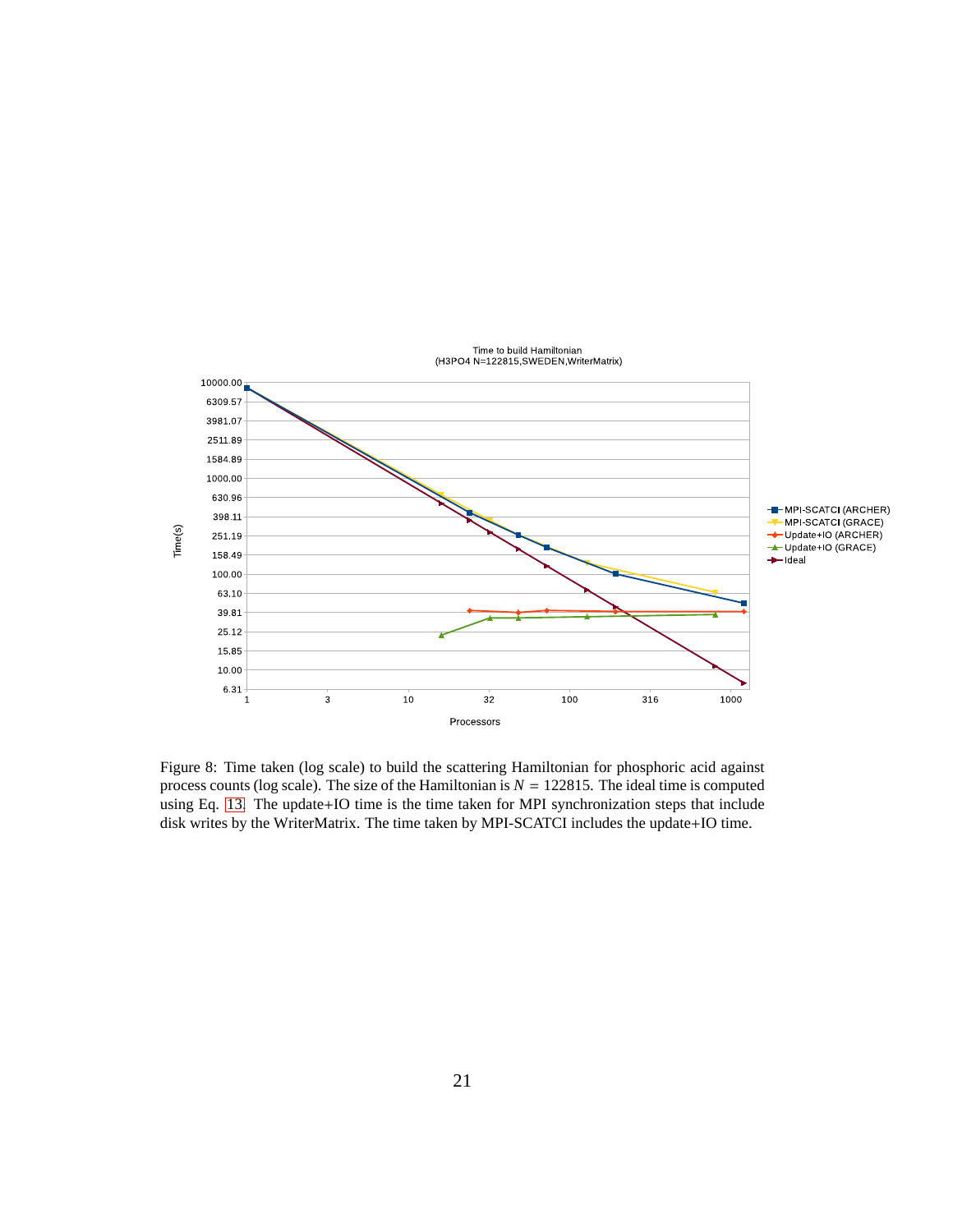Figure 8: Time taken (log scale) to build the scattering Hamiltonian for phosphoric acid against process counts (log scale). The size of the Hamiltonian is $N = 122815$. The ideal time is computed using Eq. 13. The update+IO time is the time taken for MPI synchronization steps that include disk writes by the WriterMatrix. The time taken by MPI-SCATCI includes the update+IO time.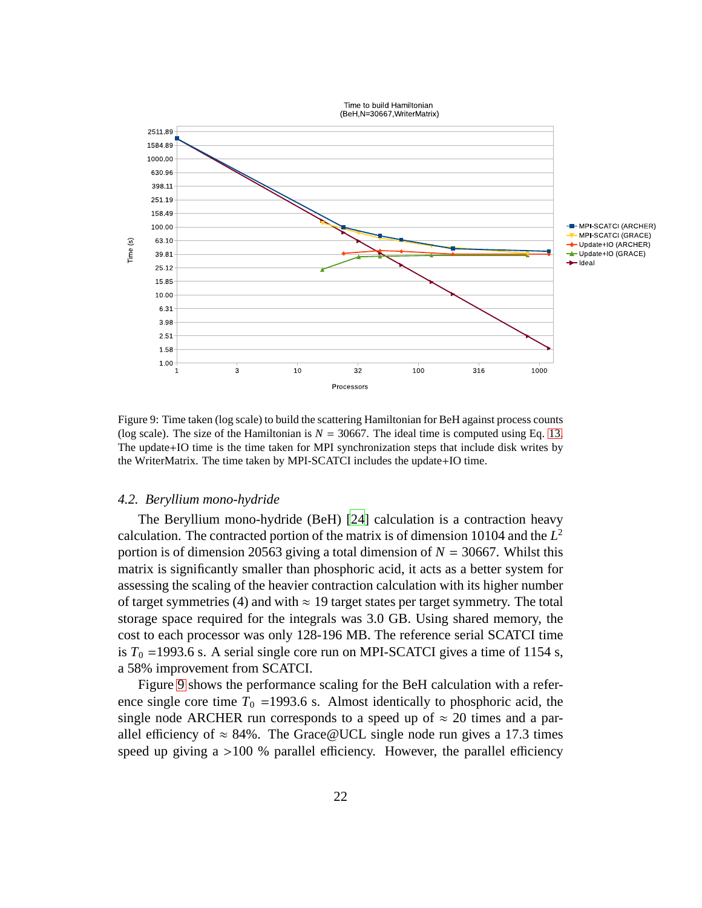Figure 9: Time taken (log scale) to build the scattering Hamiltonian for BeH against process counts (log scale). The size of the Hamiltonian is $N = 30667$. The ideal time is computed using Eq. 13. The update+IO time is the time taken for MPI synchronization steps that include disk writes by the WriterMatrix. The time taken by MPI-SCATCI includes the update+IO time.

### 4.2. Beryllium mono-hydride

The Beryllium mono-hydride (BeH) [24] calculation is a contraction heavy calculation. The contracted portion of the matrix is of dimension 10104 and the $L^2$ portion is of dimension 20563 giving a total dimension of $N = 30667$. Whilst this matrix is significantly smaller than phosphoric acid, it acts as a better system for assessing the scaling of the heavier contraction calculation with its higher number of target symmetries (4) and with $\approx$ 19 target states per target symmetry. The total storage space required for the integrals was 3.0 GB. Using shared memory, the cost to each processor was only 128-196 MB. The reference serial SCATCI time is $T_0$ =1993.6 s. A serial single core run on MPI-SCATCI gives a time of 1154 s, a 58% improvement from SCATCI.

Figure 9 shows the performance scaling for the BeH calculation with a reference single core time $T_0$ =1993.6 s. Almost identically to phosphoric acid, the single node ARCHER run corresponds to a speed up of $\approx$ 20 times and a parallel efficiency of $\approx$ 84%. The Grace@UCL single node run gives a 17.3 times speed up giving a >100 % parallel efficiency. However, the parallel efficiency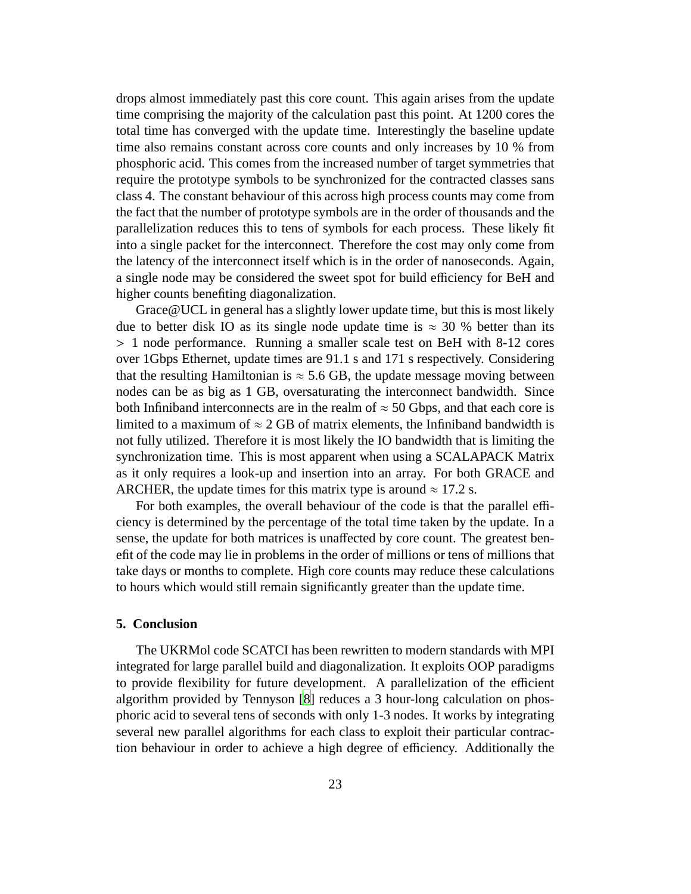drops almost immediately past this core count. This again arises from the update time comprising the majority of the calculation past this point. At 1200 cores the total time has converged with the update time. Interestingly the baseline update time also remains constant across core counts and only increases by 10 % from phosphoric acid. This comes from the increased number of target symmetries that require the prototype symbols to be synchronized for the contracted classes sans class 4. The constant behaviour of this across high process counts may come from the fact that the number of prototype symbols are in the order of thousands and the parallelization reduces this to tens of symbols for each process. These likely fit into a single packet for the interconnect. Therefore the cost may only come from the latency of the interconnect itself which is in the order of nanoseconds. Again, a single node may be considered the sweet spot for build efficiency for BeH and higher counts benefiting diagonalization.

Grace@UCL in general has a slightly lower update time, but this is most likely due to better disk IO as its single node update time is $\approx$ 30 % better than its $>$ 1 node performance. Running a smaller scale test on BeH with 8-12 cores over 1Gbps Ethernet, update times are 91.1 s and 171 s respectively. Considering that the resulting Hamiltonian is $\approx$ 5.6 GB, the update message moving between nodes can be as big as 1 GB, oversaturating the interconnect bandwidth. Since both Infiniband interconnects are in the realm of $\approx$ 50 Gbps, and that each core is limited to a maximum of $\approx$ 2 GB of matrix elements, the Infiniband bandwidth is not fully utilized. Therefore it is most likely the IO bandwidth that is limiting the synchronization time. This is most apparent when using a SCALAPACK Matrix as it only requires a look-up and insertion into an array. For both GRACE and ARCHER, the update times for this matrix type is around $\approx$ 17.2 s.

For both examples, the overall behaviour of the code is that the parallel efficiency is determined by the percentage of the total time taken by the update. In a sense, the update for both matrices is unaffected by core count. The greatest benefit of the code may lie in problems in the order of millions or tens of millions that take days or months to complete. High core counts may reduce these calculations to hours which would still remain significantly greater than the update time.

## 5. Conclusion

The UKRMol code SCATCI has been rewritten to modern standards with MPI integrated for large parallel build and diagonalization. It exploits OOP paradigms to provide flexibility for future development. A parallelization of the efficient algorithm provided by Tennyson [8] reduces a 3 hour-long calculation on phosphoric acid to several tens of seconds with only 1-3 nodes. It works by integrating several new parallel algorithms for each class to exploit their particular contraction behaviour in order to achieve a high degree of efficiency. Additionally the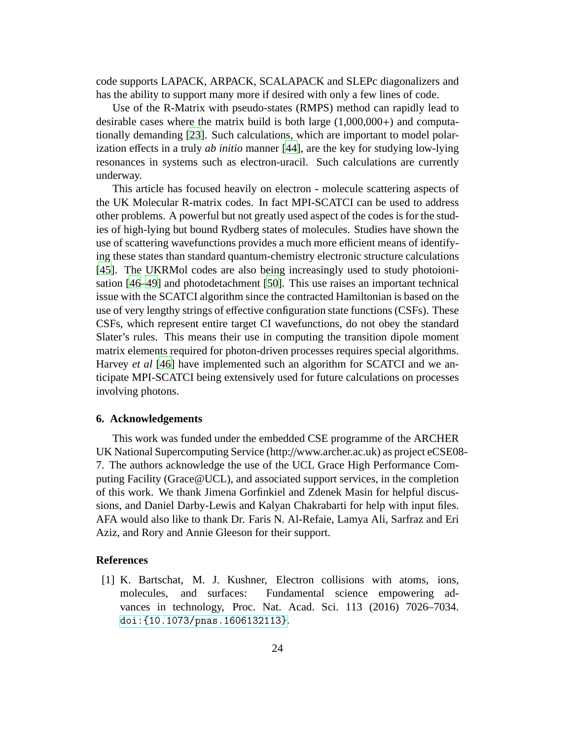code supports LAPACK, ARPACK, SCALAPACK and SLEPc diagonalizers and has the ability to support many more if desired with only a few lines of code.

Use of the R-Matrix with pseudo-states (RMPS) method can rapidly lead to desirable cases where the matrix build is both large (1,000,000+) and computationally demanding [23]. Such calculations, which are important to model polarization effects in a truly *ab initio* manner [44], are the key for studying low-lying resonances in systems such as electron-uracil. Such calculations are currently underway.

This article has focused heavily on electron - molecule scattering aspects of the UK Molecular R-matrix codes. In fact MPI-SCATCI can be used to address other problems. A powerful but not greatly used aspect of the codes is for the studies of high-lying but bound Rydberg states of molecules. Studies have shown the use of scattering wavefunctions provides a much more efficient means of identifying these states than standard quantum-chemistry electronic structure calculations [45]. The UKRMol codes are also being increasingly used to study photoionisation [46–49] and photodetachment [50]. This use raises an important technical issue with the SCATCI algorithm since the contracted Hamiltonian is based on the use of very lengthy strings of effective configuration state functions (CSFs). These CSFs, which represent entire target CI wavefunctions, do not obey the standard Slater's rules. This means their use in computing the transition dipole moment matrix elements required for photon-driven processes requires special algorithms. Harvey *et al* [46] have implemented such an algorithm for SCATCI and we anticipate MPI-SCATCI being extensively used for future calculations on processes involving photons.

## 6. Acknowledgements

This work was funded under the embedded CSE programme of the ARCHER UK National Supercomputing Service (http://www.archer.ac.uk) as project eCSE08-7. The authors acknowledge the use of the UCL Grace High Performance Computing Facility (Grace@UCL), and associated support services, in the completion of this work. We thank Jimena Gorfinkiel and Zdenek Masin for helpful discussions, and Daniel Darby-Lewis and Kalyan Chakrabarti for help with input files. AFA would also like to thank Dr. Faris N. Al-Refaie, Lamya Ali, Sarfraz and Eri Aziz, and Rory and Annie Gleeson for their support.

## References

[1] K. Bartschat, M. J. Kushner, Electron collisions with atoms, ions, molecules, and surfaces: Fundamental science empowering advances in technology, Proc. Nat. Acad. Sci. 113 (2016) 7026–7034. doi:{10.1073/pnas.1606132113}.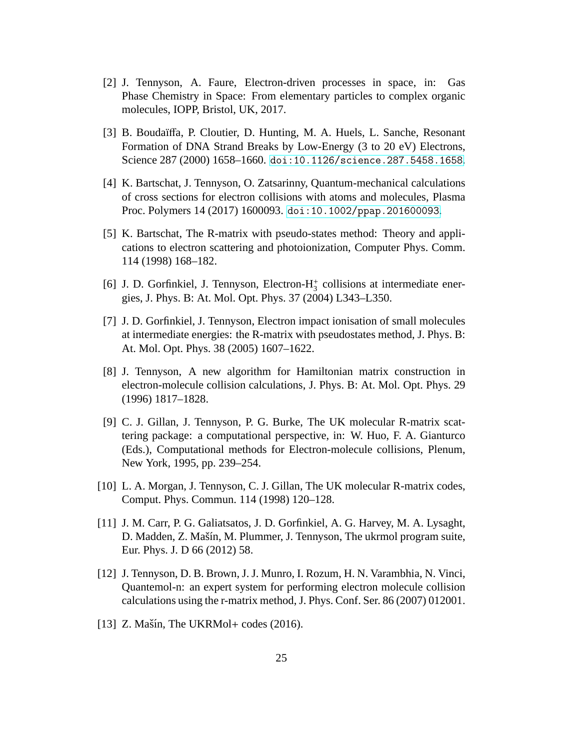[2] J. Tennyson, A. Faure, Electron-driven processes in space, in: Gas Phase Chemistry in Space: From elementary particles to complex organic molecules, IOPP, Bristol, UK, 2017.

[3] B. Boudaïffa, P. Cloutier, D. Hunting, M. A. Huels, L. Sanche, Resonant Formation of DNA Strand Breaks by Low-Energy (3 to 20 eV) Electrons, Science 287 (2000) 1658–1660. doi:10.1126/science.287.5458.1658.

[4] K. Bartschat, J. Tennyson, O. Zatsarinny, Quantum-mechanical calculations of cross sections for electron collisions with atoms and molecules, Plasma Proc. Polymers 14 (2017) 1600093. doi:10.1002/ppap.201600093.

[5] K. Bartschat, The R-matrix with pseudo-states method: Theory and applications to electron scattering and photoionization, Computer Phys. Comm. 114 (1998) 168–182.

[6] J. D. Gorfinkiel, J. Tennyson, Electron-$H_3^+$ collisions at intermediate energies, J. Phys. B: At. Mol. Opt. Phys. 37 (2004) L343–L350.

[7] J. D. Gorfinkiel, J. Tennyson, Electron impact ionisation of small molecules at intermediate energies: the R-matrix with pseudostates method, J. Phys. B: At. Mol. Opt. Phys. 38 (2005) 1607–1622.

[8] J. Tennyson, A new algorithm for Hamiltonian matrix construction in electron-molecule collision calculations, J. Phys. B: At. Mol. Opt. Phys. 29 (1996) 1817–1828.

[9] C. J. Gillan, J. Tennyson, P. G. Burke, The UK molecular R-matrix scattering package: a computational perspective, in: W. Huo, F. A. Gianturco (Eds.), Computational methods for Electron-molecule collisions, Plenum, New York, 1995, pp. 239–254.

[10] L. A. Morgan, J. Tennyson, C. J. Gillan, The UK molecular R-matrix codes, Comput. Phys. Commun. 114 (1998) 120–128.

[11] J. M. Carr, P. G. Galiatsatos, J. D. Gorfinkiel, A. G. Harvey, M. A. Lysaght, D. Madden, Z. Mašín, M. Plummer, J. Tennyson, The ukrmol program suite, Eur. Phys. J. D 66 (2012) 58.

[12] J. Tennyson, D. B. Brown, J. J. Munro, I. Rozum, H. N. Varambhia, N. Vinci, Quantemol-n: an expert system for performing electron molecule collision calculations using the r-matrix method, J. Phys. Conf. Ser. 86 (2007) 012001.

[13] Z. Mašín, The UKRMol+ codes (2016).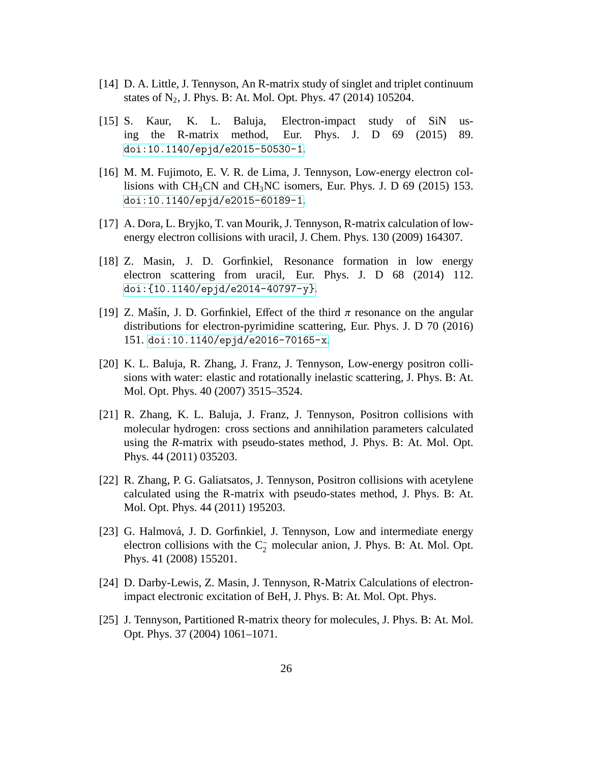[14] D. A. Little, J. Tennyson, An R-matrix study of singlet and triplet continuum states of $N_2$, J. Phys. B: At. Mol. Opt. Phys. 47 (2014) 105204.

[15] S. Kaur, K. L. Baluja, Electron-impact study of SiN using the R-matrix method, Eur. Phys. J. D 69 (2015) 89. doi:10.1140/epjd/e2015-50530-1.

[16] M. M. Fujimoto, E. V. R. de Lima, J. Tennyson, Low-energy electron collisions with $CH_3CN$ and $CH_3NC$ isomers, Eur. Phys. J. D 69 (2015) 153. doi:10.1140/epjd/e2015-60189-1.

[17] A. Dora, L. Bryjko, T. van Mourik, J. Tennyson, R-matrix calculation of low-energy electron collisions with uracil, J. Chem. Phys. 130 (2009) 164307.

[18] Z. Masin, J. D. Gorfinkiel, Resonance formation in low energy electron scattering from uracil, Eur. Phys. J. D 68 (2014) 112. doi:{10.1140/epjd/e2014-40797-y}.

[19] Z. Mašín, J. D. Gorfinkiel, Effect of the third $\pi$ resonance on the angular distributions for electron-pyrimidine scattering, Eur. Phys. J. D 70 (2016) 151. doi:10.1140/epjd/e2016-70165-x.

[20] K. L. Baluja, R. Zhang, J. Franz, J. Tennyson, Low-energy positron collisions with water: elastic and rotationally inelastic scattering, J. Phys. B: At. Mol. Opt. Phys. 40 (2007) 3515–3524.

[21] R. Zhang, K. L. Baluja, J. Franz, J. Tennyson, Positron collisions with molecular hydrogen: cross sections and annihilation parameters calculated using the *R*-matrix with pseudo-states method, J. Phys. B: At. Mol. Opt. Phys. 44 (2011) 035203.

[22] R. Zhang, P. G. Galiatsatos, J. Tennyson, Positron collisions with acetylene calculated using the R-matrix with pseudo-states method, J. Phys. B: At. Mol. Opt. Phys. 44 (2011) 195203.

[23] G. Halmová, J. D. Gorfinkiel, J. Tennyson, Low and intermediate energy electron collisions with the $C_2^-$ molecular anion, J. Phys. B: At. Mol. Opt. Phys. 41 (2008) 155201.

[24] D. Darby-Lewis, Z. Masin, J. Tennyson, R-Matrix Calculations of electron-impact electronic excitation of BeH, J. Phys. B: At. Mol. Opt. Phys.

[25] J. Tennyson, Partitioned R-matrix theory for molecules, J. Phys. B: At. Mol. Opt. Phys. 37 (2004) 1061–1071.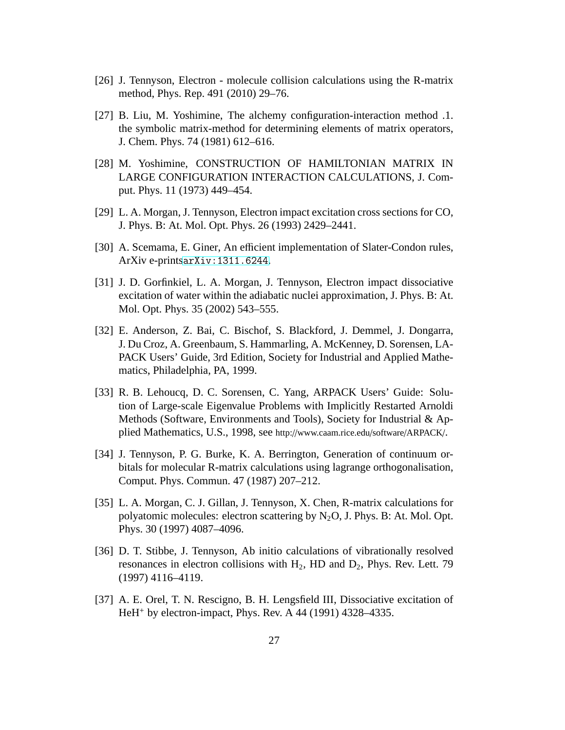[26] J. Tennyson, Electron - molecule collision calculations using the R-matrix method, Phys. Rep. 491 (2010) 29–76.

[27] B. Liu, M. Yoshimine, The alchemy configuration-interaction method .1. the symbolic matrix-method for determining elements of matrix operators, J. Chem. Phys. 74 (1981) 612–616.

[28] M. Yoshimine, CONSTRUCTION OF HAMILTONIAN MATRIX IN LARGE CONFIGURATION INTERACTION CALCULATIONS, J. Comput. Phys. 11 (1973) 449–454.

[29] L. A. Morgan, J. Tennyson, Electron impact excitation cross sections for CO, J. Phys. B: At. Mol. Opt. Phys. 26 (1993) 2429–2441.

[30] A. Scemama, E. Giner, An efficient implementation of Slater-Condon rules, ArXiv e-printsarXiv:1311.6244.

[31] J. D. Gorfinkiel, L. A. Morgan, J. Tennyson, Electron impact dissociative excitation of water within the adiabatic nuclei approximation, J. Phys. B: At. Mol. Opt. Phys. 35 (2002) 543–555.

[32] E. Anderson, Z. Bai, C. Bischof, S. Blackford, J. Demmel, J. Dongarra, J. Du Croz, A. Greenbaum, S. Hammarling, A. McKenney, D. Sorensen, LAPACK Users' Guide, 3rd Edition, Society for Industrial and Applied Mathematics, Philadelphia, PA, 1999.

[33] R. B. Lehoucq, D. C. Sorensen, C. Yang, ARPACK Users' Guide: Solution of Large-scale Eigenvalue Problems with Implicitly Restarted Arnoldi Methods (Software, Environments and Tools), Society for Industrial & Applied Mathematics, U.S., 1998, see http://www.caam.rice.edu/software/ARPACK/.

[34] J. Tennyson, P. G. Burke, K. A. Berrington, Generation of continuum orbitals for molecular R-matrix calculations using lagrange orthogonalisation, Comput. Phys. Commun. 47 (1987) 207–212.

[35] L. A. Morgan, C. J. Gillan, J. Tennyson, X. Chen, R-matrix calculations for polyatomic molecules: electron scattering by $N_2O$, J. Phys. B: At. Mol. Opt. Phys. 30 (1997) 4087–4096.

[36] D. T. Stibbe, J. Tennyson, Ab initio calculations of vibrationally resolved resonances in electron collisions with $H_2$, HD and $D_2$, Phys. Rev. Lett. 79 (1997) 4116–4119.

[37] A. E. Orel, T. N. Rescigno, B. H. Lengsfield III, Dissociative excitation of $HeH^+$ by electron-impact, Phys. Rev. A 44 (1991) 4328–4335.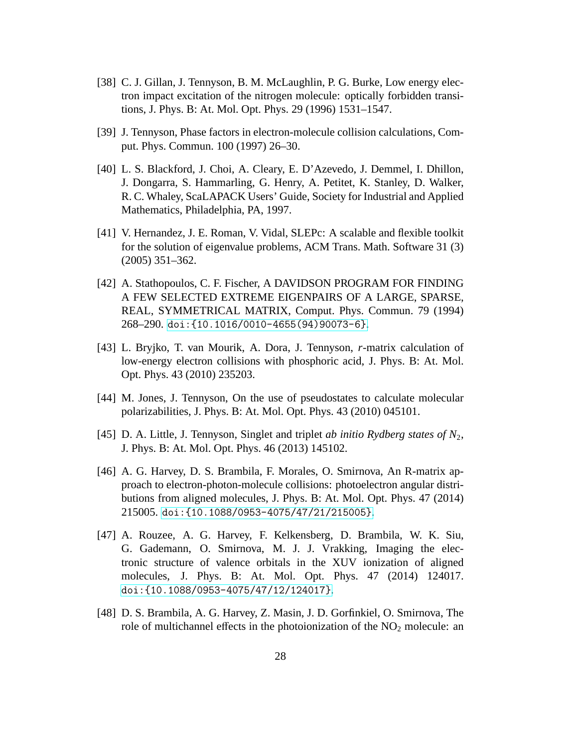[38] C. J. Gillan, J. Tennyson, B. M. McLaughlin, P. G. Burke, Low energy electron impact excitation of the nitrogen molecule: optically forbidden transitions, J. Phys. B: At. Mol. Opt. Phys. 29 (1996) 1531–1547.

[39] J. Tennyson, Phase factors in electron-molecule collision calculations, Comput. Phys. Commun. 100 (1997) 26–30.

[40] L. S. Blackford, J. Choi, A. Cleary, E. D'Azevedo, J. Demmel, I. Dhillon, J. Dongarra, S. Hammarling, G. Henry, A. Petitet, K. Stanley, D. Walker, R. C. Whaley, ScaLAPACK Users' Guide, Society for Industrial and Applied Mathematics, Philadelphia, PA, 1997.

[41] V. Hernandez, J. E. Roman, V. Vidal, SLEPc: A scalable and flexible toolkit for the solution of eigenvalue problems, ACM Trans. Math. Software 31 (3) (2005) 351–362.

[42] A. Stathopoulos, C. F. Fischer, A DAVIDSON PROGRAM FOR FINDING A FEW SELECTED EXTREME EIGENPAIRS OF A LARGE, SPARSE, REAL, SYMMETRICAL MATRIX, Comput. Phys. Commun. 79 (1994) 268–290. doi:{10.1016/0010-4655(94)90073-6}.

[43] L. Bryjko, T. van Mourik, A. Dora, J. Tennyson, *r*-matrix calculation of low-energy electron collisions with phosphoric acid, J. Phys. B: At. Mol. Opt. Phys. 43 (2010) 235203.

[44] M. Jones, J. Tennyson, On the use of pseudostates to calculate molecular polarizabilities, J. Phys. B: At. Mol. Opt. Phys. 43 (2010) 045101.

[45] D. A. Little, J. Tennyson, Singlet and triplet *ab initio Rydberg states of* $N_2$, J. Phys. B: At. Mol. Opt. Phys. 46 (2013) 145102.

[46] A. G. Harvey, D. S. Brambila, F. Morales, O. Smirnova, An R-matrix approach to electron-photon-molecule collisions: photoelectron angular distributions from aligned molecules, J. Phys. B: At. Mol. Opt. Phys. 47 (2014) 215005. doi:{10.1088/0953-4075/47/21/215005}.

[47] A. Rouzee, A. G. Harvey, F. Kelkensberg, D. Brambila, W. K. Siu, G. Gademann, O. Smirnova, M. J. J. Vrakking, Imaging the electronic structure of valence orbitals in the XUV ionization of aligned molecules, J. Phys. B: At. Mol. Opt. Phys. 47 (2014) 124017. doi:{10.1088/0953-4075/47/12/124017}.

[48] D. S. Brambila, A. G. Harvey, Z. Masin, J. D. Gorfinkiel, O. Smirnova, The role of multichannel effects in the photoionization of the $NO_2$ molecule: an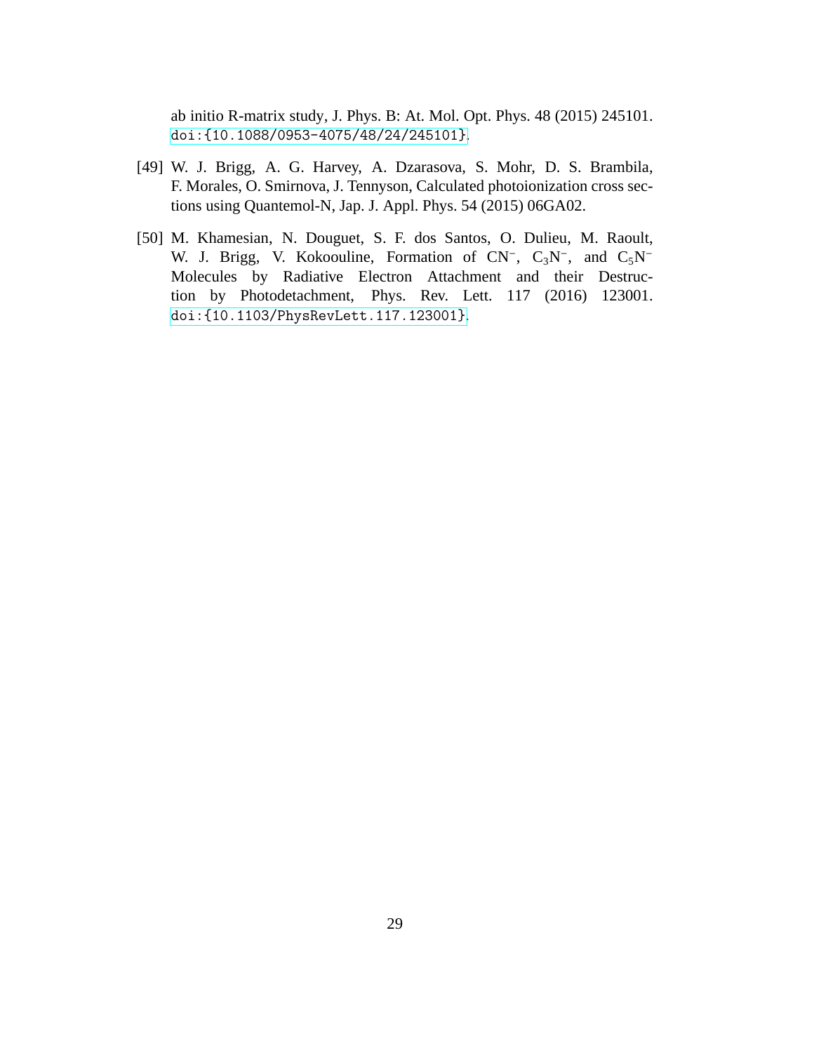ab initio R-matrix study, J. Phys. B: At. Mol. Opt. Phys. 48 (2015) 245101. doi:{10.1088/0953-4075/48/24/245101}.

[49] W. J. Brigg, A. G. Harvey, A. Dzarasova, S. Mohr, D. S. Brambila, F. Morales, O. Smirnova, J. Tennyson, Calculated photoionization cross sections using Quantemol-N, Jap. J. Appl. Phys. 54 (2015) 06GA02.

[50] M. Khamesian, N. Douguet, S. F. dos Santos, O. Dulieu, M. Raoult, W. J. Brigg, V. Kokoouline, Formation of $CN^-$, $C_3N^-$, and $C_5N^-$ Molecules by Radiative Electron Attachment and their Destruction by Photodetachment, Phys. Rev. Lett. 117 (2016) 123001. doi:{10.1103/PhysRevLett.117.123001}.